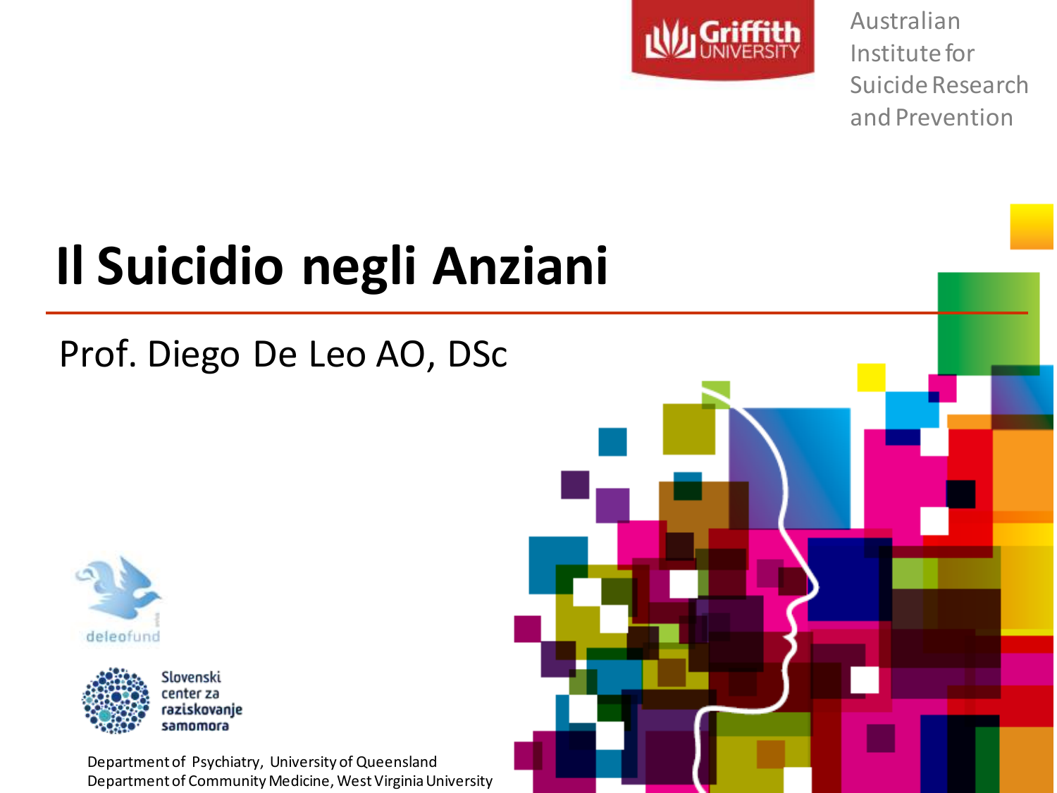Griffith University

Australian Institute for Suicide Research and Prevention

# Il Suicidio negli Anziani

Prof. Diego De Leo AO, DSc

deleofund

Slovenski center za raziskovanje samomora

Department of Psychiatry, University of Queensland
Department of Community Medicine, West Virginia University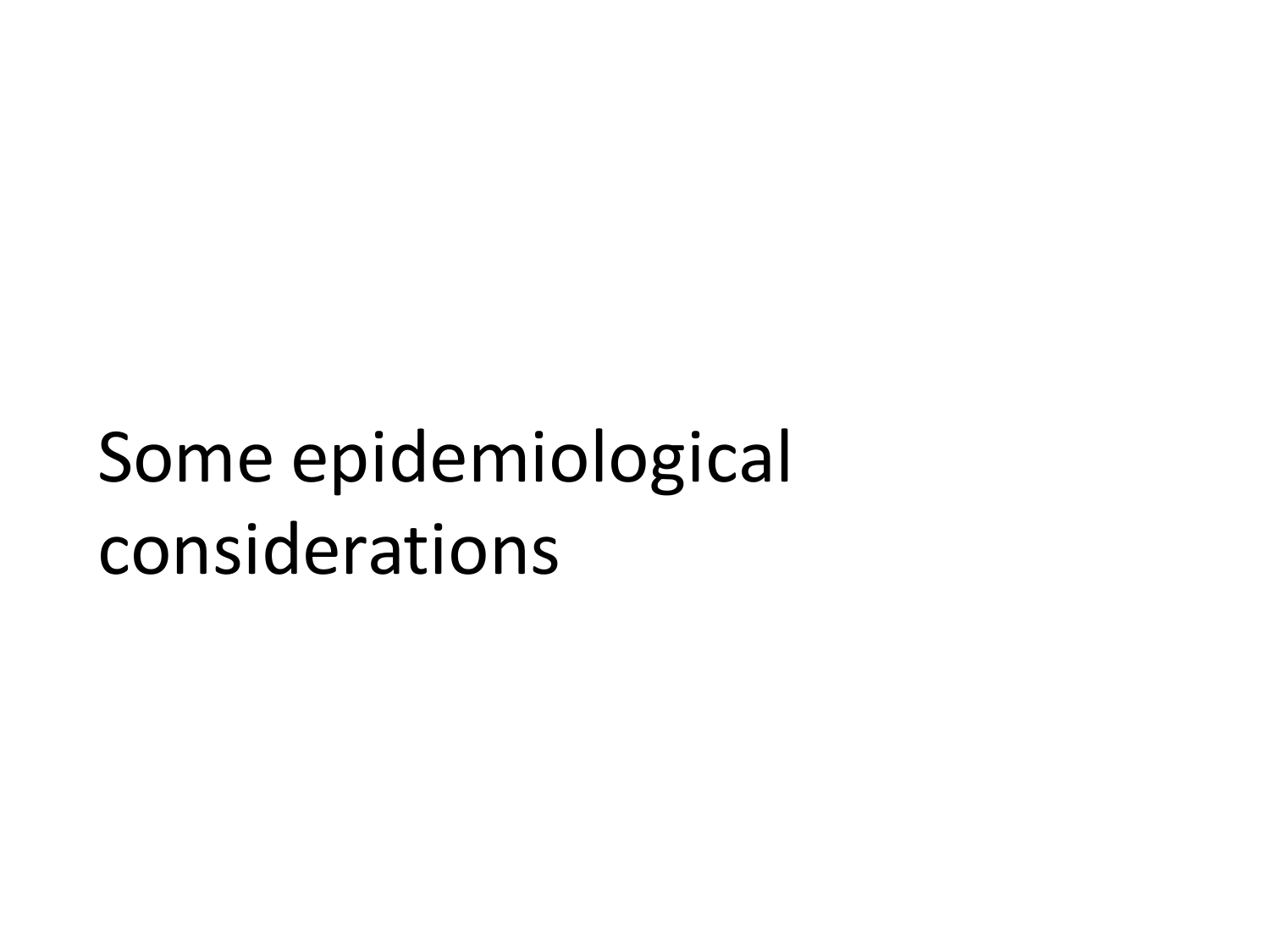# Some epidemiological considerations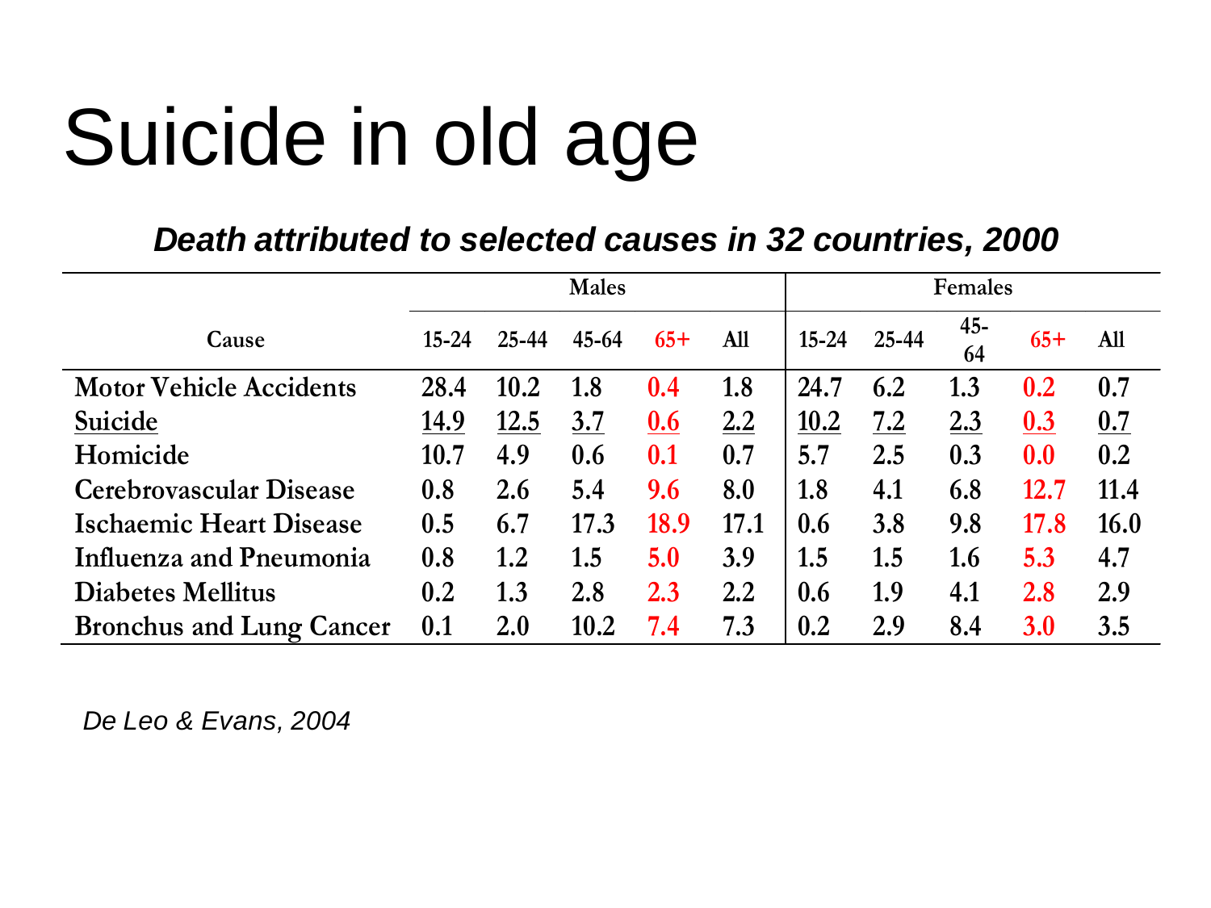# Suicide in old age

***Death attributed to selected causes in 32 countries, 2000***

| Cause | Males | | | | | Females | | | | |
|---|---|---|---|---|---|---|---|---|---|---|
| | 15-24 | 25-44 | 45-64 | 65+ | All | 15-24 | 25-44 | 45-64 | 65+ | All |
| **Motor Vehicle Accidents** | **28.4** | **10.2** | **1.8** | **0.4** | **1.8** | **24.7** | **6.2** | **1.3** | **0.2** | **0.7** |
| **Suicide** | **14.9** | **12.5** | **3.7** | **0.6** | **2.2** | **10.2** | **7.2** | **2.3** | **0.3** | **0.7** |
| **Homicide** | **10.7** | **4.9** | **0.6** | **0.1** | **0.7** | **5.7** | **2.5** | **0.3** | **0.0** | **0.2** |
| **Cerebrovascular Disease** | **0.8** | **2.6** | **5.4** | **9.6** | **8.0** | **1.8** | **4.1** | **6.8** | **12.7** | **11.4** |
| **Ischaemic Heart Disease** | **0.5** | **6.7** | **17.3** | **18.9** | **17.1** | **0.6** | **3.8** | **9.8** | **17.8** | **16.0** |
| **Influenza and Pneumonia** | **0.8** | **1.2** | **1.5** | **5.0** | **3.9** | **1.5** | **1.5** | **1.6** | **5.3** | **4.7** |
| **Diabetes Mellitus** | **0.2** | **1.3** | **2.8** | **2.3** | **2.2** | **0.6** | **1.9** | **4.1** | **2.8** | **2.9** |
| **Bronchus and Lung Cancer** | **0.1** | **2.0** | **10.2** | **7.4** | **7.3** | **0.2** | **2.9** | **8.4** | **3.0** | **3.5** |

*De Leo & Evans, 2004*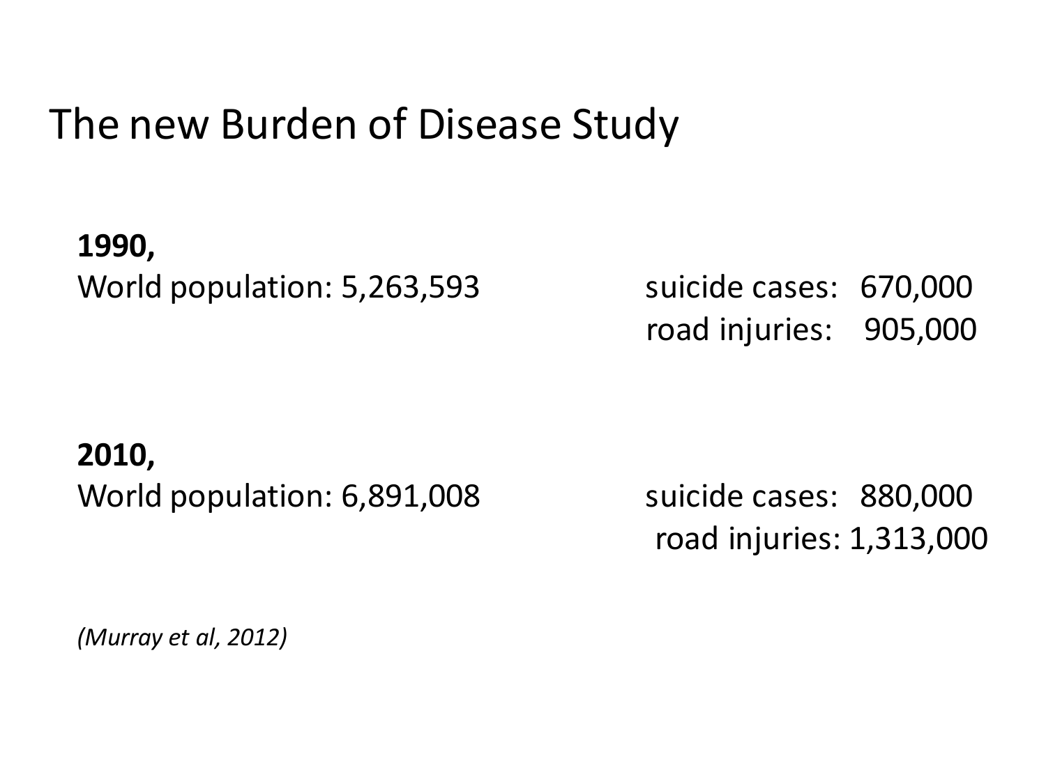# The new Burden of Disease Study

**1990,**
World population: 5,263,593

suicide cases: 670,000
road injuries: 905,000

**2010,**
World population: 6,891,008

suicide cases: 880,000
road injuries: 1,313,000

*(Murray et al, 2012)*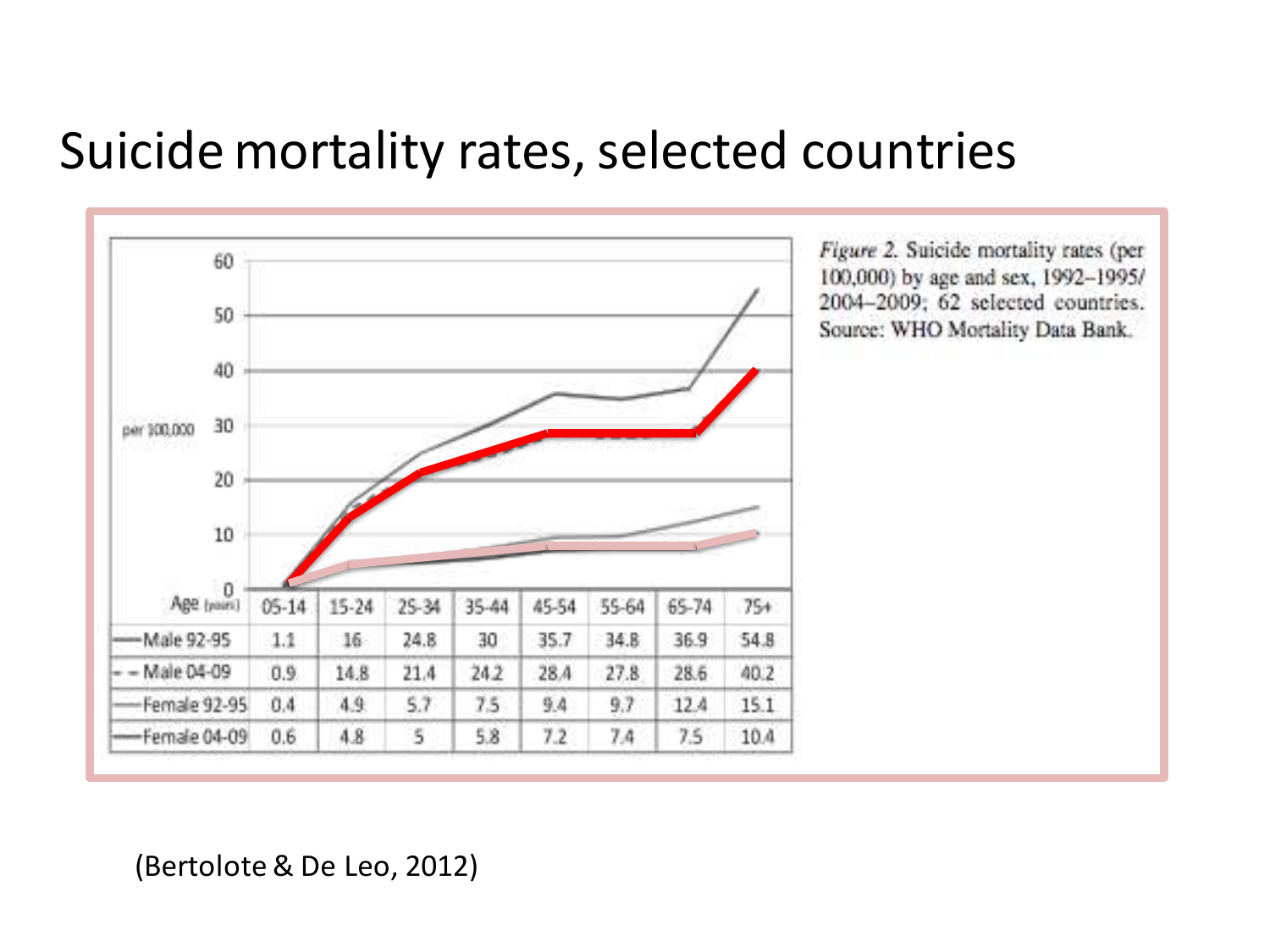# Suicide mortality rates, selected countries

| Age (years) | 05-14 | 15-24 | 25-34 | 35-44 | 45-54 | 55-64 | 65-74 | 75+ |
|---|---|---|---|---|---|---|---|---|
| Male 92-95 | 1.1 | 16 | 24.8 | 30 | 35.7 | 34.8 | 36.9 | 54.8 |
| Male 04-09 | 0.9 | 14.8 | 21.4 | 24.2 | 28.4 | 27.8 | 28.6 | 40.2 |
| Female 92-95 | 0.4 | 4.9 | 5.7 | 7.5 | 9.4 | 9.7 | 12.4 | 15.1 |
| Female 04-09 | 0.6 | 4.8 | 5 | 5.8 | 7.2 | 7.4 | 7.5 | 10.4 |

*Figure 2.* Suicide mortality rates (per 100,000) by age and sex, 1992–1995/ 2004–2009; 62 selected countries. Source: WHO Mortality Data Bank.

(Bertolote & De Leo, 2012)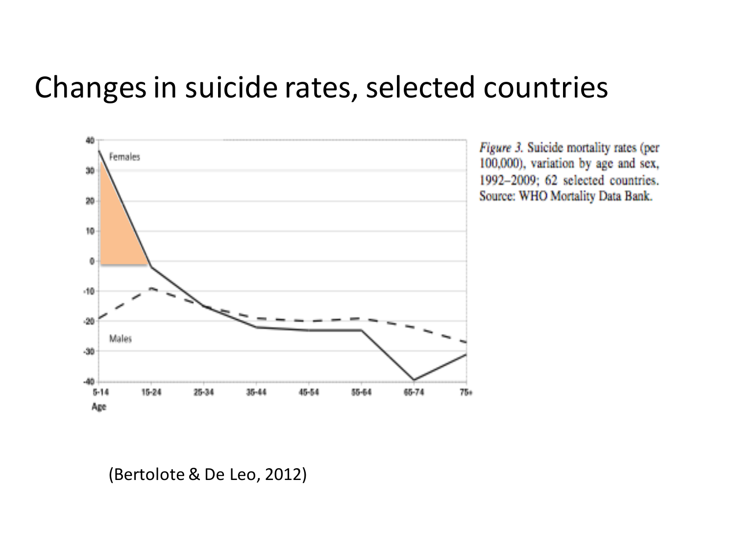# Changes in suicide rates, selected countries

*Figure 3.* Suicide mortality rates (per 100,000), variation by age and sex, 1992–2009; 62 selected countries. Source: WHO Mortality Data Bank.

(Bertolote & De Leo, 2012)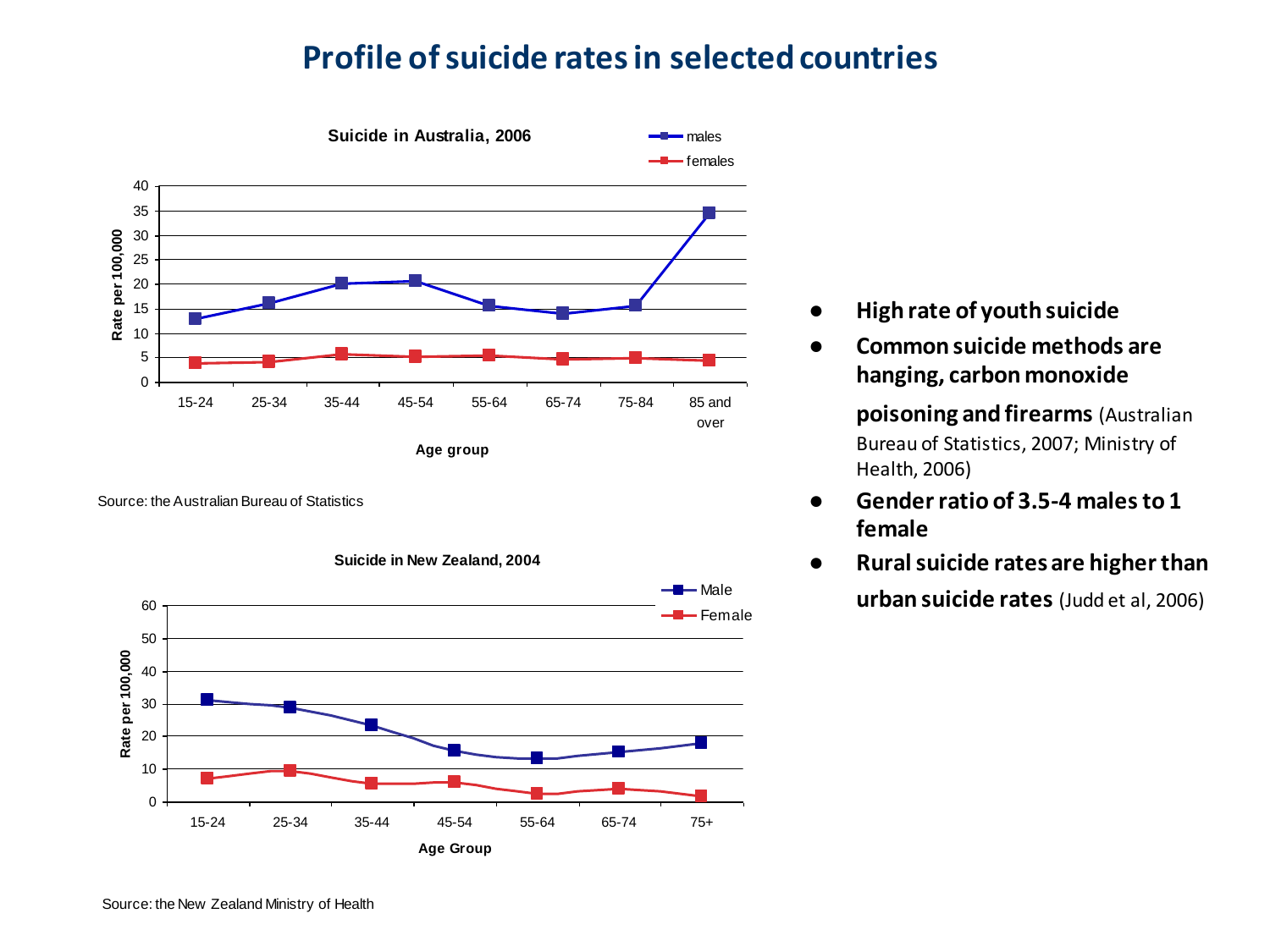# Profile of suicide rates in selected countries

**Suicide in Australia, 2006**

Source: the Australian Bureau of Statistics

**Suicide in New Zealand, 2004**

Source: the New Zealand Ministry of Health

- **High rate of youth suicide**
- **Common suicide methods are hanging, carbon monoxide poisoning and firearms** (Australian Bureau of Statistics, 2007; Ministry of Health, 2006)
- **Gender ratio of 3.5-4 males to 1 female**
- **Rural suicide rates are higher than urban suicide rates** (Judd et al, 2006)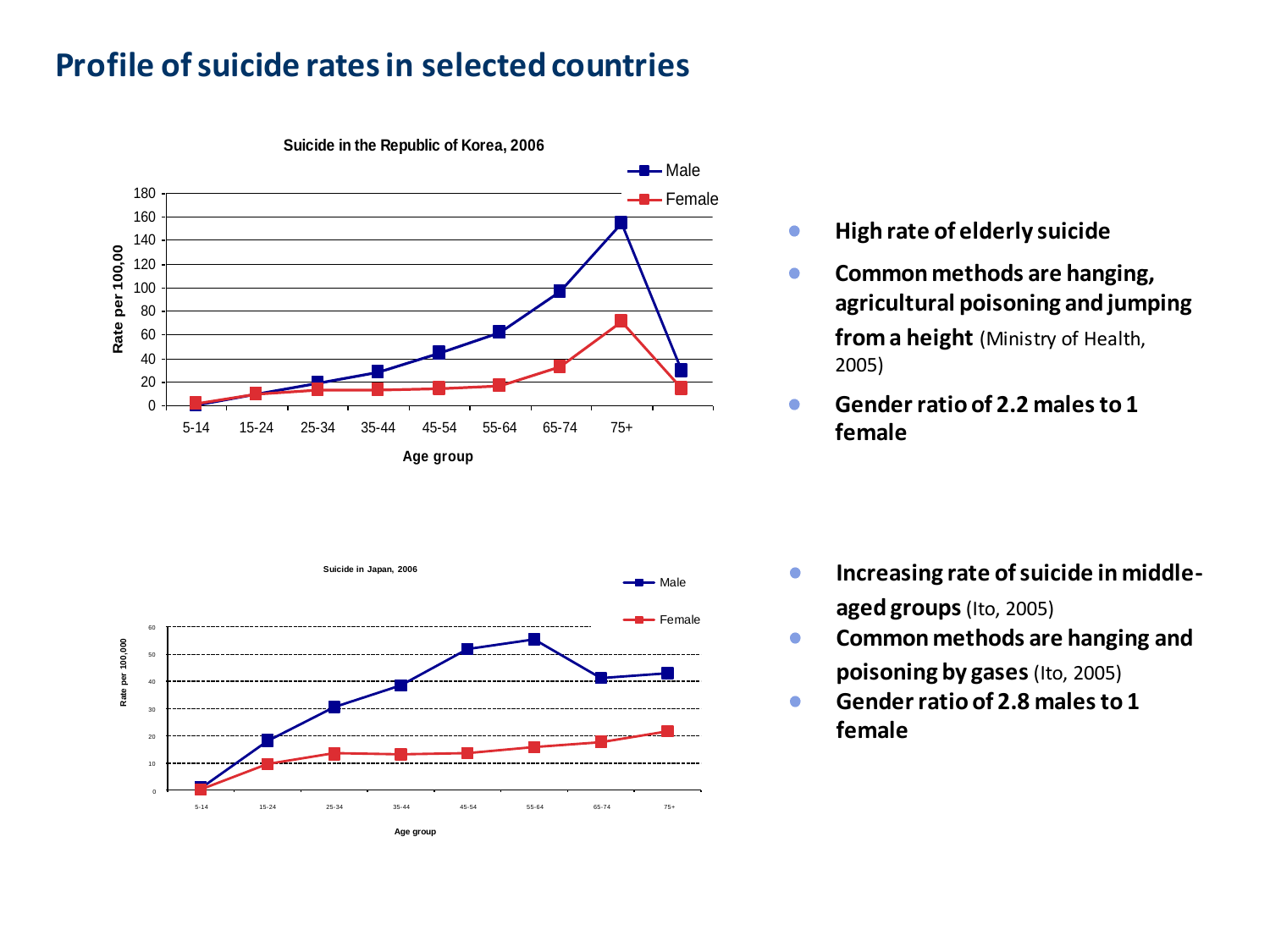# Profile of suicide rates in selected countries

**Suicide in the Republic of Korea, 2006**

- **High rate of elderly suicide**
- **Common methods are hanging, agricultural poisoning and jumping from a height** (Ministry of Health, 2005)
- **Gender ratio of 2.2 males to 1 female**

**Suicide in Japan, 2006**

- **Increasing rate of suicide in middle-aged groups** (Ito, 2005)
- **Common methods are hanging and poisoning by gases** (Ito, 2005)
- **Gender ratio of 2.8 males to 1 female**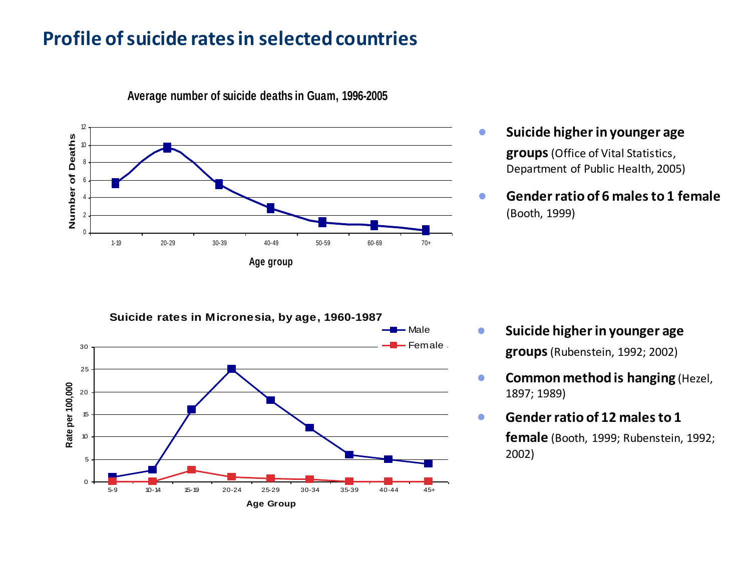# Profile of suicide rates in selected countries

**Average number of suicide deaths in Guam, 1996-2005**

- **Suicide higher in younger age groups** (Office of Vital Statistics, Department of Public Health, 2005)
- **Gender ratio of 6 males to 1 female** (Booth, 1999)

**Suicide rates in Micronesia, by age, 1960-1987**

- **Suicide higher in younger age groups** (Rubenstein, 1992; 2002)
- **Common method is hanging** (Hezel, 1897; 1989)
- **Gender ratio of 12 males to 1 female** (Booth, 1999; Rubenstein, 1992; 2002)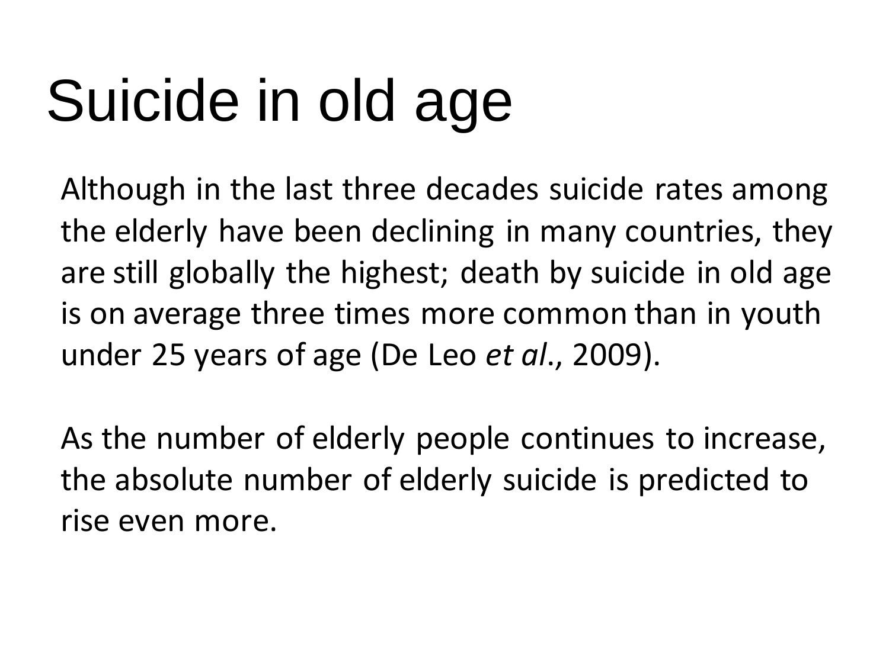# Suicide in old age

Although in the last three decades suicide rates among the elderly have been declining in many countries, they are still globally the highest; death by suicide in old age is on average three times more common than in youth under 25 years of age (De Leo *et al*., 2009).

As the number of elderly people continues to increase, the absolute number of elderly suicide is predicted to rise even more.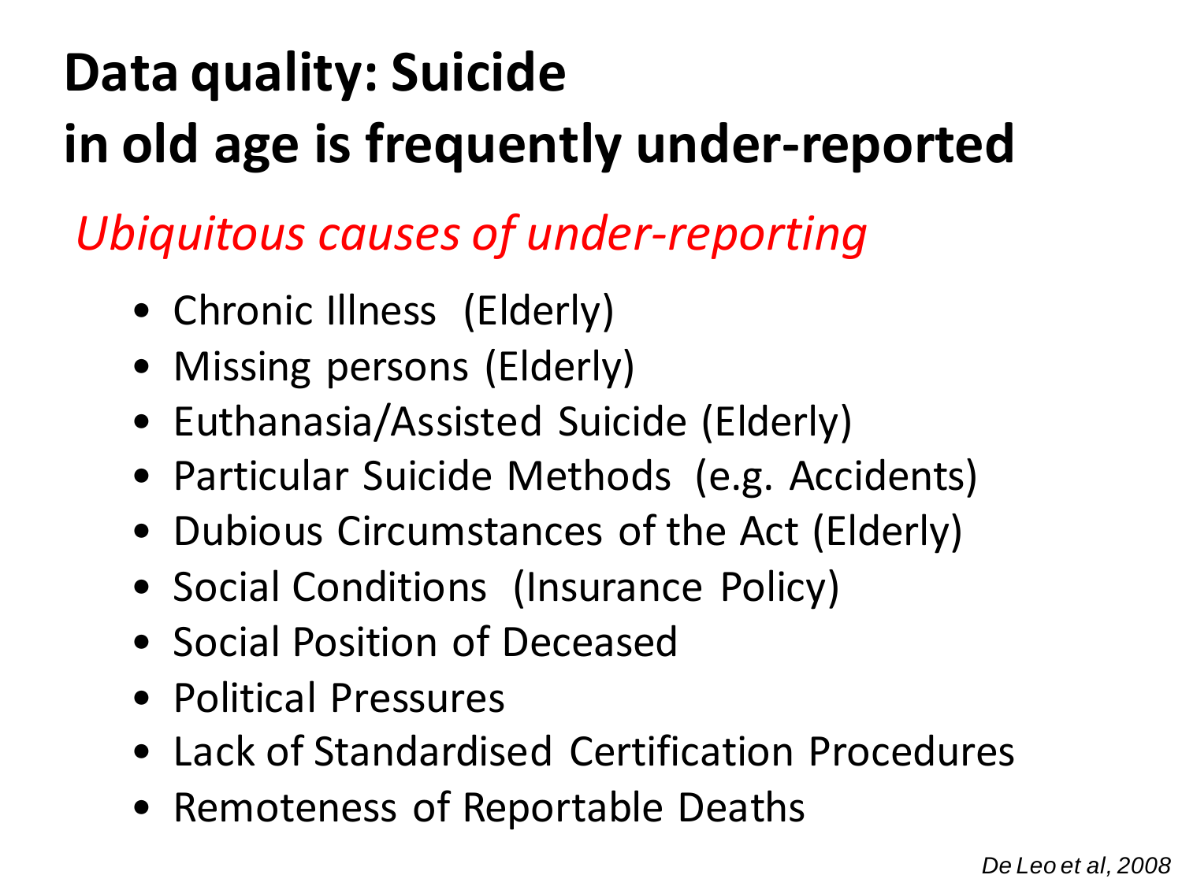# Data quality: Suicide in old age is frequently under-reported

*Ubiquitous causes of under-reporting*

- Chronic Illness (Elderly)
- Missing persons (Elderly)
- Euthanasia/Assisted Suicide (Elderly)
- Particular Suicide Methods (e.g. Accidents)
- Dubious Circumstances of the Act (Elderly)
- Social Conditions (Insurance Policy)
- Social Position of Deceased
- Political Pressures
- Lack of Standardised Certification Procedures
- Remoteness of Reportable Deaths

*De Leo et al, 2008*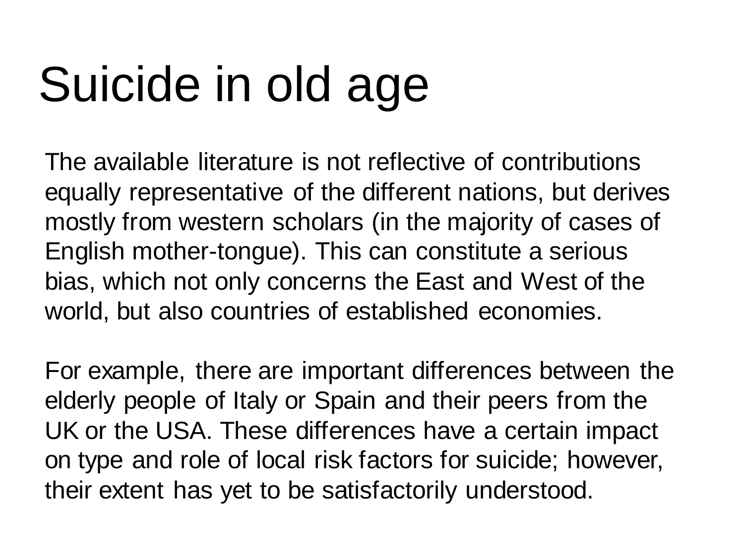# Suicide in old age

The available literature is not reflective of contributions equally representative of the different nations, but derives mostly from western scholars (in the majority of cases of English mother-tongue). This can constitute a serious bias, which not only concerns the East and West of the world, but also countries of established economies.

For example, there are important differences between the elderly people of Italy or Spain and their peers from the UK or the USA. These differences have a certain impact on type and role of local risk factors for suicide; however, their extent has yet to be satisfactorily understood.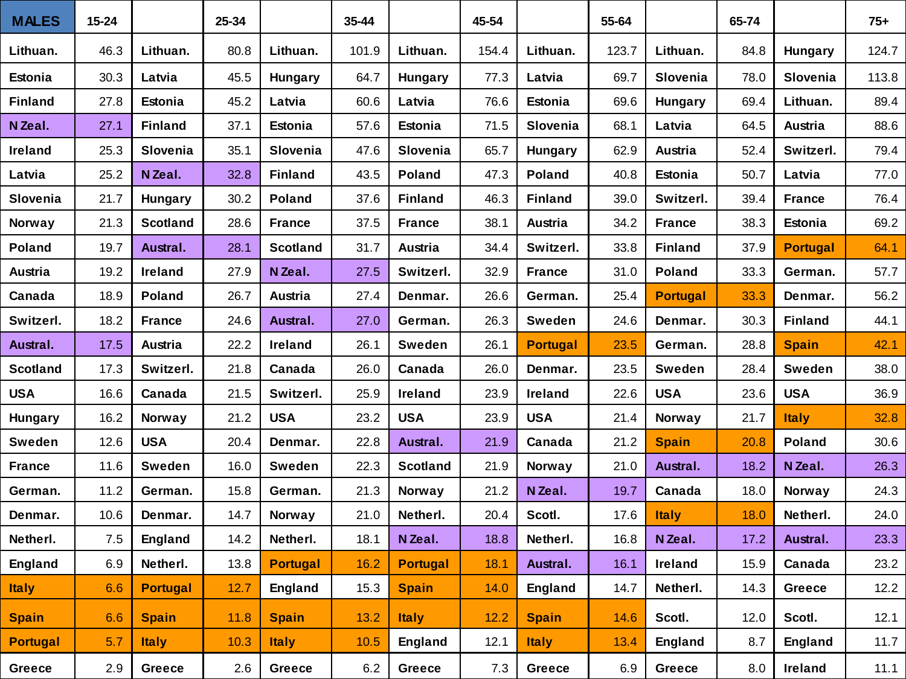| MALES | 15-24 | | 25-34 | | 35-44 | | 45-54 | | 55-64 | | 65-74 | | 75+ |
|---|---|---|---|---|---|---|---|---|---|---|---|---|---|
| Lithuan. | 46.3 | Lithuan. | 80.8 | Lithuan. | 101.9 | Lithuan. | 154.4 | Lithuan. | 123.7 | Lithuan. | 84.8 | Hungary | 124.7 |
| Estonia | 30.3 | Latvia | 45.5 | Hungary | 64.7 | Hungary | 77.3 | Latvia | 69.7 | Slovenia | 78.0 | Slovenia | 113.8 |
| Finland | 27.8 | Estonia | 45.2 | Latvia | 60.6 | Latvia | 76.6 | Estonia | 69.6 | Hungary | 69.4 | Lithuan. | 89.4 |
| N Zeal. | 27.1 | Finland | 37.1 | Estonia | 57.6 | Estonia | 71.5 | Slovenia | 68.1 | Latvia | 64.5 | Austria | 88.6 |
| Ireland | 25.3 | Slovenia | 35.1 | Slovenia | 47.6 | Slovenia | 65.7 | Hungary | 62.9 | Austria | 52.4 | Switzerl. | 79.4 |
| Latvia | 25.2 | N Zeal. | 32.8 | Finland | 43.5 | Poland | 47.3 | Poland | 40.8 | Estonia | 50.7 | Latvia | 77.0 |
| Slovenia | 21.7 | Hungary | 30.2 | Poland | 37.6 | Finland | 46.3 | Finland | 39.0 | Switzerl. | 39.4 | France | 76.4 |
| Norway | 21.3 | Scotland | 28.6 | France | 37.5 | France | 38.1 | Austria | 34.2 | France | 38.3 | Estonia | 69.2 |
| Poland | 19.7 | Austral. | 28.1 | Scotland | 31.7 | Austria | 34.4 | Switzerl. | 33.8 | Finland | 37.9 | Portugal | 64.1 |
| Austria | 19.2 | Ireland | 27.9 | N Zeal. | 27.5 | Switzerl. | 32.9 | France | 31.0 | Poland | 33.3 | German. | 57.7 |
| Canada | 18.9 | Poland | 26.7 | Austria | 27.4 | Denmar. | 26.6 | German. | 25.4 | Portugal | 33.3 | Denmar. | 56.2 |
| Switzerl. | 18.2 | France | 24.6 | Austral. | 27.0 | German. | 26.3 | Sweden | 24.6 | Denmar. | 30.3 | Finland | 44.1 |
| Austral. | 17.5 | Austria | 22.2 | Ireland | 26.1 | Sweden | 26.1 | Portugal | 23.5 | German. | 28.8 | Spain | 42.1 |
| Scotland | 17.3 | Switzerl. | 21.8 | Canada | 26.0 | Canada | 26.0 | Denmar. | 23.5 | Sweden | 28.4 | Sweden | 38.0 |
| USA | 16.6 | Canada | 21.5 | Switzerl. | 25.9 | Ireland | 23.9 | Ireland | 22.6 | USA | 23.6 | USA | 36.9 |
| Hungary | 16.2 | Norway | 21.2 | USA | 23.2 | USA | 23.9 | USA | 21.4 | Norway | 21.7 | Italy | 32.8 |
| Sweden | 12.6 | USA | 20.4 | Denmar. | 22.8 | Austral. | 21.9 | Canada | 21.2 | Spain | 20.8 | Poland | 30.6 |
| France | 11.6 | Sweden | 16.0 | Sweden | 22.3 | Scotland | 21.9 | Norway | 21.0 | Austral. | 18.2 | N Zeal. | 26.3 |
| German. | 11.2 | German. | 15.8 | German. | 21.3 | Norway | 21.2 | N Zeal. | 19.7 | Canada | 18.0 | Norway | 24.3 |
| Denmar. | 10.6 | Denmar. | 14.7 | Norway | 21.0 | Netherl. | 20.4 | Scotl. | 17.6 | Italy | 18.0 | Netherl. | 24.0 |
| Netherl. | 7.5 | England | 14.2 | Netherl. | 18.1 | N Zeal. | 18.8 | Netherl. | 16.8 | N Zeal. | 17.2 | Austral. | 23.3 |
| England | 6.9 | Netherl. | 13.8 | Portugal | 16.2 | Portugal | 18.1 | Austral. | 16.1 | Ireland | 15.9 | Canada | 23.2 |
| Italy | 6.6 | Portugal | 12.7 | England | 15.3 | Spain | 14.0 | England | 14.7 | Netherl. | 14.3 | Greece | 12.2 |
| Spain | 6.6 | Spain | 11.8 | Spain | 13.2 | Italy | 12.2 | Spain | 14.6 | Scotl. | 12.0 | Scotl. | 12.1 |
| Portugal | 5.7 | Italy | 10.3 | Italy | 10.5 | England | 12.1 | Italy | 13.4 | England | 8.7 | England | 11.7 |
| Greece | 2.9 | Greece | 2.6 | Greece | 6.2 | Greece | 7.3 | Greece | 6.9 | Greece | 8.0 | Ireland | 11.1 |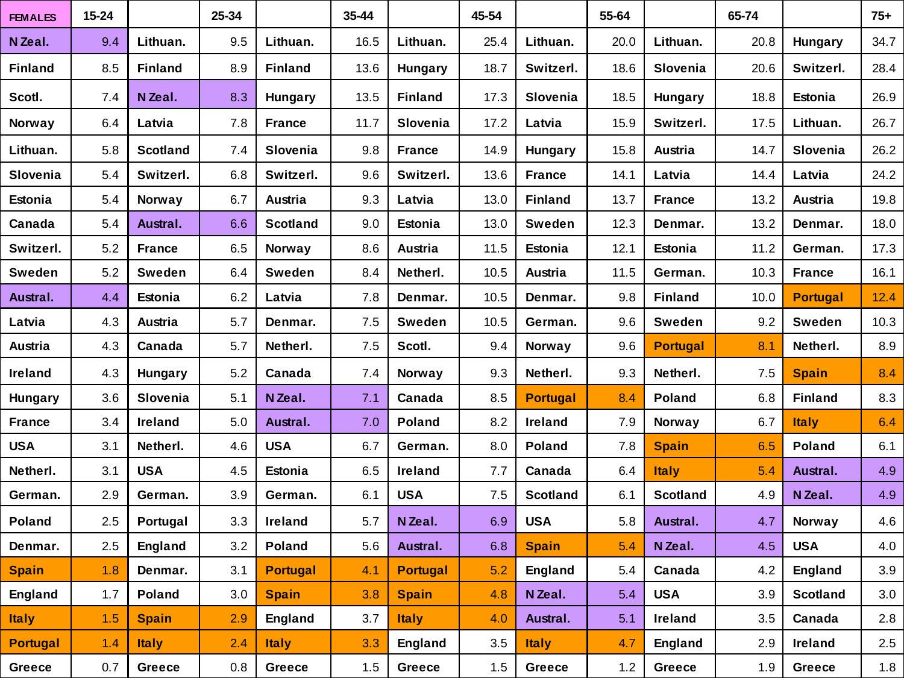| FEMALES | 15-24 | | 25-34 | | 35-44 | | 45-54 | | 55-64 | | 65-74 | | 75+ |
|---|---|---|---|---|---|---|---|---|---|---|---|---|---|
| N Zeal. | 9.4 | Lithuan. | 9.5 | Lithuan. | 16.5 | Lithuan. | 25.4 | Lithuan. | 20.0 | Lithuan. | 20.8 | Hungary | 34.7 |
| Finland | 8.5 | Finland | 8.9 | Finland | 13.6 | Hungary | 18.7 | Switzerl. | 18.6 | Slovenia | 20.6 | Switzerl. | 28.4 |
| Scotl. | 7.4 | N Zeal. | 8.3 | Hungary | 13.5 | Finland | 17.3 | Slovenia | 18.5 | Hungary | 18.8 | Estonia | 26.9 |
| Norway | 6.4 | Latvia | 7.8 | France | 11.7 | Slovenia | 17.2 | Latvia | 15.9 | Switzerl. | 17.5 | Lithuan. | 26.7 |
| Lithuan. | 5.8 | Scotland | 7.4 | Slovenia | 9.8 | France | 14.9 | Hungary | 15.8 | Austria | 14.7 | Slovenia | 26.2 |
| Slovenia | 5.4 | Switzerl. | 6.8 | Switzerl. | 9.6 | Switzerl. | 13.6 | France | 14.1 | Latvia | 14.4 | Latvia | 24.2 |
| Estonia | 5.4 | Norway | 6.7 | Austria | 9.3 | Latvia | 13.0 | Finland | 13.7 | France | 13.2 | Austria | 19.8 |
| Canada | 5.4 | Austral. | 6.6 | Scotland | 9.0 | Estonia | 13.0 | Sweden | 12.3 | Denmar. | 13.2 | Denmar. | 18.0 |
| Switzerl. | 5.2 | France | 6.5 | Norway | 8.6 | Austria | 11.5 | Estonia | 12.1 | Estonia | 11.2 | German. | 17.3 |
| Sweden | 5.2 | Sweden | 6.4 | Sweden | 8.4 | Netherl. | 10.5 | Austria | 11.5 | German. | 10.3 | France | 16.1 |
| Austral. | 4.4 | Estonia | 6.2 | Latvia | 7.8 | Denmar. | 10.5 | Denmar. | 9.8 | Finland | 10.0 | Portugal | 12.4 |
| Latvia | 4.3 | Austria | 5.7 | Denmar. | 7.5 | Sweden | 10.5 | German. | 9.6 | Sweden | 9.2 | Sweden | 10.3 |
| Austria | 4.3 | Canada | 5.7 | Netherl. | 7.5 | Scotl. | 9.4 | Norway | 9.6 | Portugal | 8.1 | Netherl. | 8.9 |
| Ireland | 4.3 | Hungary | 5.2 | Canada | 7.4 | Norway | 9.3 | Netherl. | 9.3 | Netherl. | 7.5 | Spain | 8.4 |
| Hungary | 3.6 | Slovenia | 5.1 | N Zeal. | 7.1 | Canada | 8.5 | Portugal | 8.4 | Poland | 6.8 | Finland | 8.3 |
| France | 3.4 | Ireland | 5.0 | Austral. | 7.0 | Poland | 8.2 | Ireland | 7.9 | Norway | 6.7 | Italy | 6.4 |
| USA | 3.1 | Netherl. | 4.6 | USA | 6.7 | German. | 8.0 | Poland | 7.8 | Spain | 6.5 | Poland | 6.1 |
| Netherl. | 3.1 | USA | 4.5 | Estonia | 6.5 | Ireland | 7.7 | Canada | 6.4 | Italy | 5.4 | Austral. | 4.9 |
| German. | 2.9 | German. | 3.9 | German. | 6.1 | USA | 7.5 | Scotland | 6.1 | Scotland | 4.9 | N Zeal. | 4.9 |
| Poland | 2.5 | Portugal | 3.3 | Ireland | 5.7 | N Zeal. | 6.9 | USA | 5.8 | Austral. | 4.7 | Norway | 4.6 |
| Denmar. | 2.5 | England | 3.2 | Poland | 5.6 | Austral. | 6.8 | Spain | 5.4 | N Zeal. | 4.5 | USA | 4.0 |
| Spain | 1.8 | Denmar. | 3.1 | Portugal | 4.1 | Portugal | 5.2 | England | 5.4 | Canada | 4.2 | England | 3.9 |
| England | 1.7 | Poland | 3.0 | Spain | 3.8 | Spain | 4.8 | N Zeal. | 5.4 | USA | 3.9 | Scotland | 3.0 |
| Italy | 1.5 | Spain | 2.9 | England | 3.7 | Italy | 4.0 | Austral. | 5.1 | Ireland | 3.5 | Canada | 2.8 |
| Portugal | 1.4 | Italy | 2.4 | Italy | 3.3 | England | 3.5 | Italy | 4.7 | England | 2.9 | Ireland | 2.5 |
| Greece | 0.7 | Greece | 0.8 | Greece | 1.5 | Greece | 1.5 | Greece | 1.2 | Greece | 1.9 | Greece | 1.8 |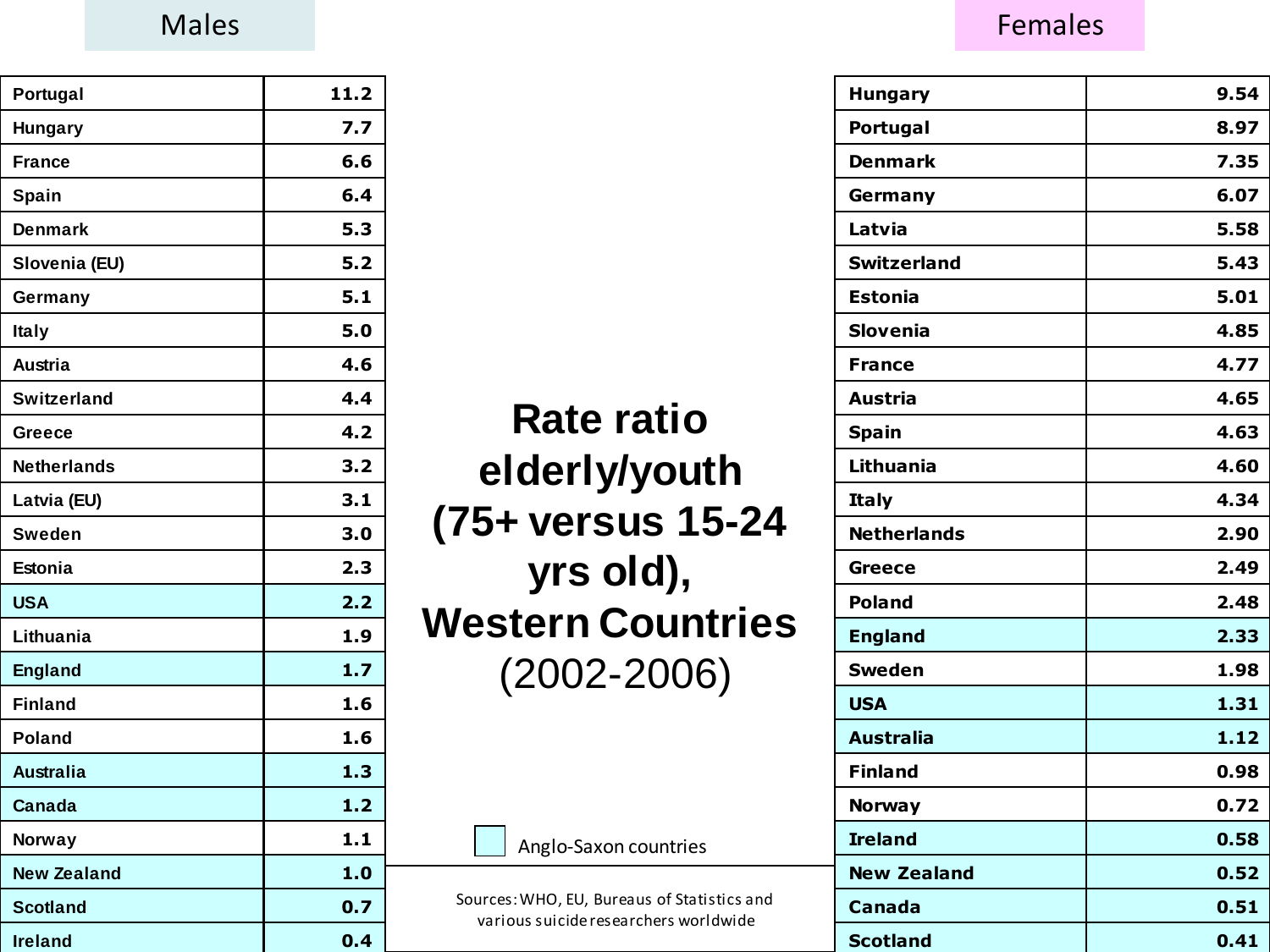# Rate ratio elderly/youth (75+ versus 15-24 yrs old), Western Countries (2002-2006)

## Males

| Country | Rate ratio |
|---|---|
| Portugal | 11.2 |
| Hungary | 7.7 |
| France | 6.6 |
| Spain | 6.4 |
| Denmark | 5.3 |
| Slovenia (EU) | 5.2 |
| Germany | 5.1 |
| Italy | 5.0 |
| Austria | 4.6 |
| Switzerland | 4.4 |
| Greece | 4.2 |
| Netherlands | 3.2 |
| Latvia (EU) | 3.1 |
| Sweden | 3.0 |
| Estonia | 2.3 |
| USA | 2.2 |
| Lithuania | 1.9 |
| England | 1.7 |
| Finland | 1.6 |
| Poland | 1.6 |
| Australia | 1.3 |
| Canada | 1.2 |
| Norway | 1.1 |
| New Zealand | 1.0 |
| Scotland | 0.7 |
| Ireland | 0.4 |

## Females

| Country | Rate ratio |
|---|---|
| Hungary | 9.54 |
| Portugal | 8.97 |
| Denmark | 7.35 |
| Germany | 6.07 |
| Latvia | 5.58 |
| Switzerland | 5.43 |
| Estonia | 5.01 |
| Slovenia | 4.85 |
| France | 4.77 |
| Austria | 4.65 |
| Spain | 4.63 |
| Lithuania | 4.60 |
| Italy | 4.34 |
| Netherlands | 2.90 |
| Greece | 2.49 |
| Poland | 2.48 |
| England | 2.33 |
| Sweden | 1.98 |
| USA | 1.31 |
| Australia | 1.12 |
| Finland | 0.98 |
| Norway | 0.72 |
| Ireland | 0.58 |
| New Zealand | 0.52 |
| Canada | 0.51 |
| Scotland | 0.41 |

Highlighted: Anglo-Saxon countries (USA, England, Australia, Canada, New Zealand, Scotland, Ireland)

Sources: WHO, EU, Bureaus of Statistics and various suicide researchers worldwide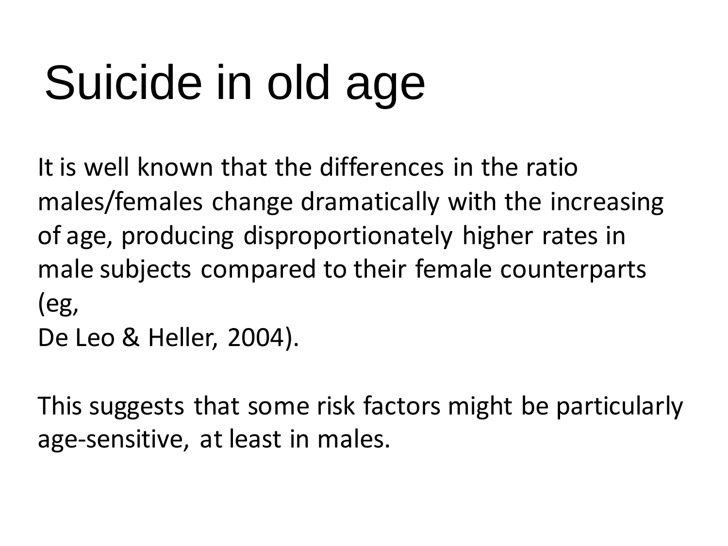# Suicide in old age

It is well known that the differences in the ratio males/females change dramatically with the increasing of age, producing disproportionately higher rates in male subjects compared to their female counterparts (eg, De Leo & Heller, 2004).

This suggests that some risk factors might be particularly age-sensitive, at least in males.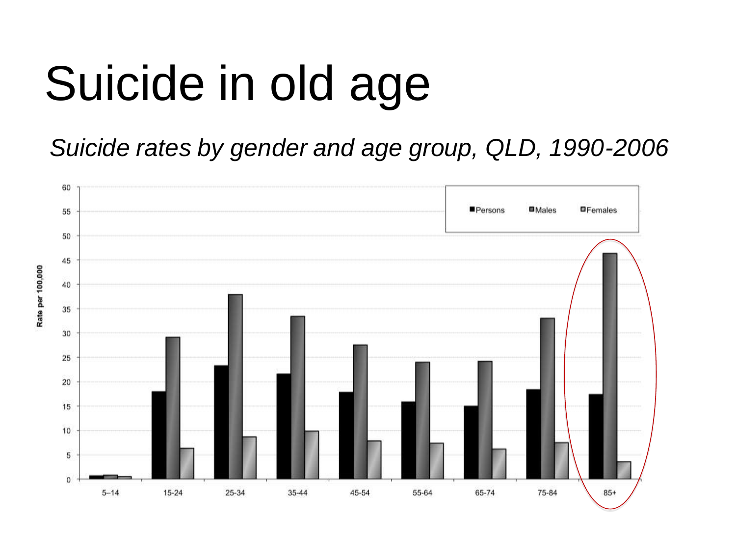# Suicide in old age

*Suicide rates by gender and age group, QLD, 1990-2006*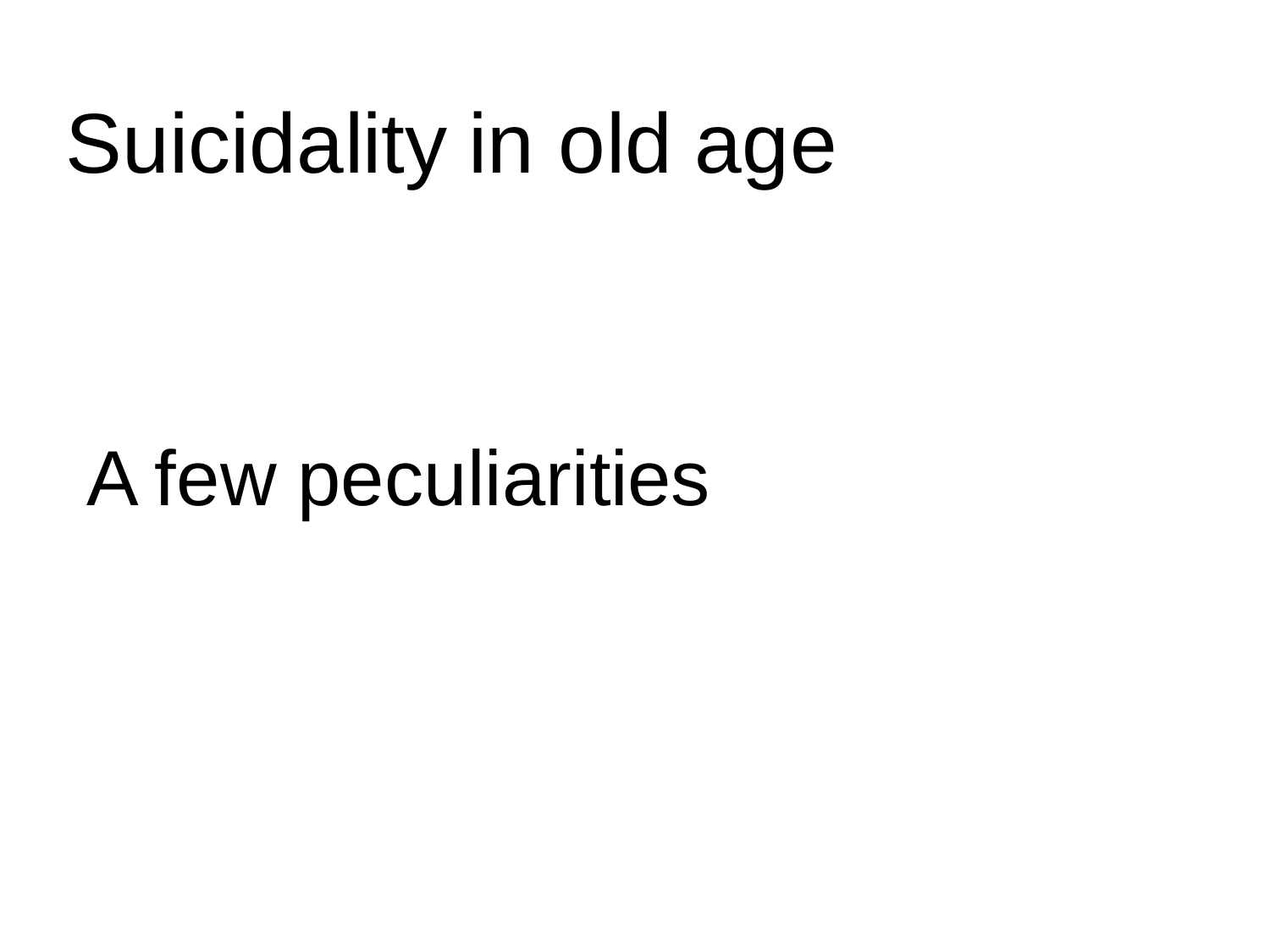# Suicidality in old age

A few peculiarities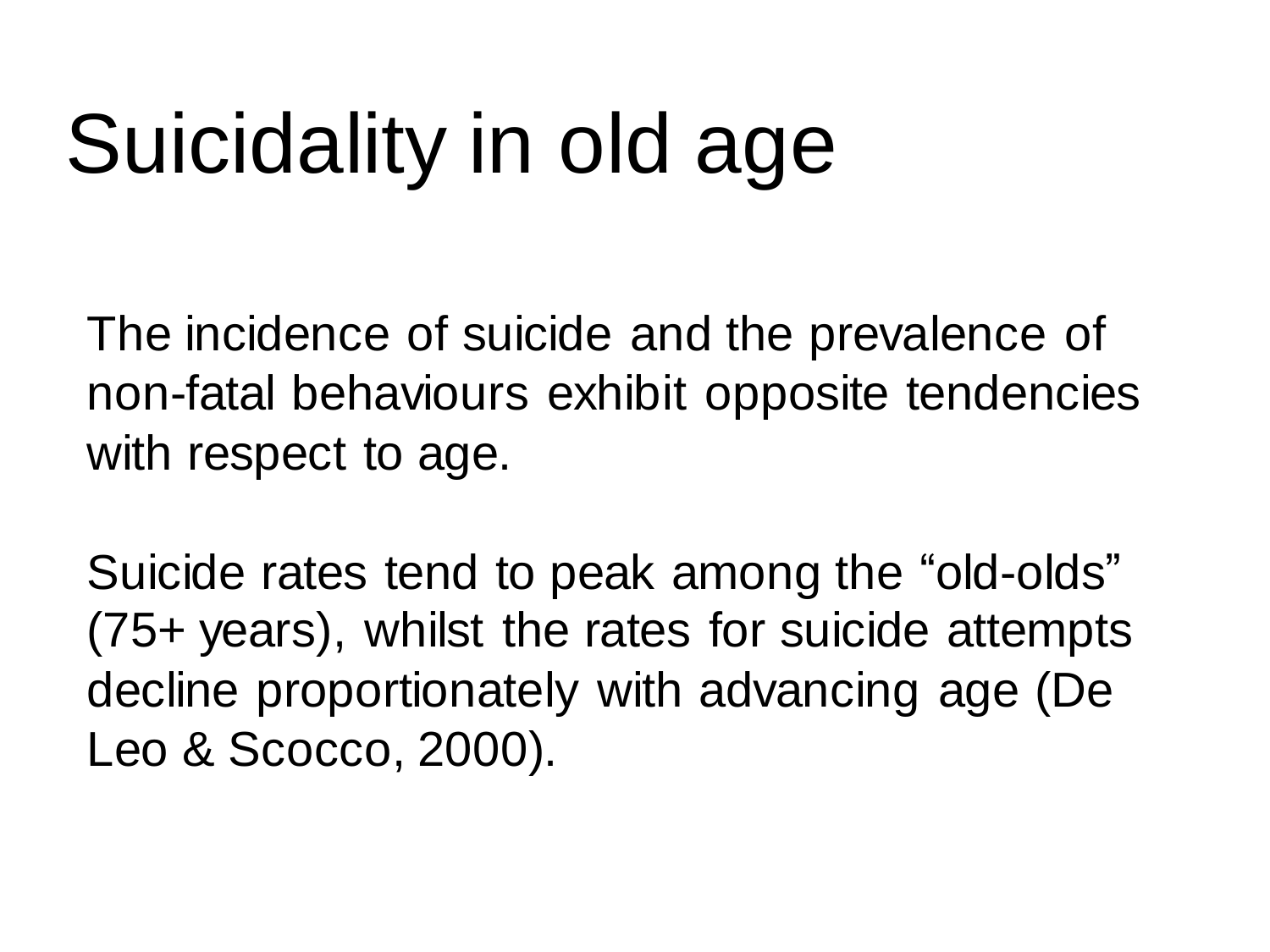# Suicidality in old age

The incidence of suicide and the prevalence of non-fatal behaviours exhibit opposite tendencies with respect to age.

Suicide rates tend to peak among the “old-olds” (75+ years), whilst the rates for suicide attempts decline proportionately with advancing age (De Leo & Scocco, 2000).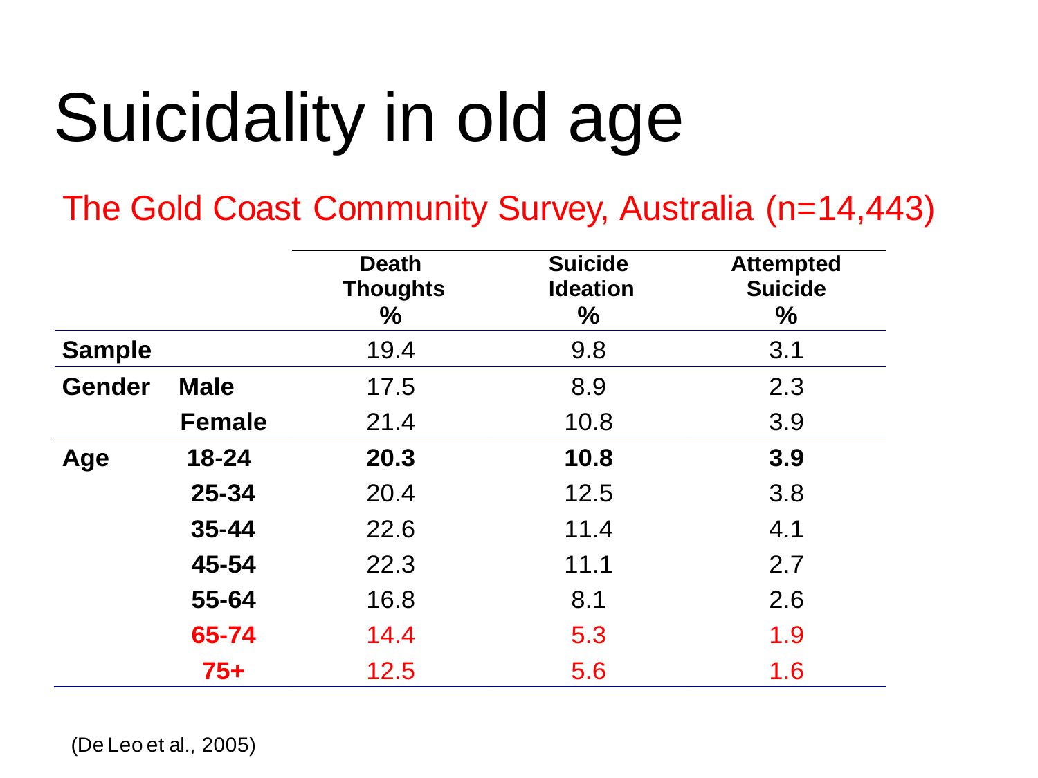# Suicidality in old age

## The Gold Coast Community Survey, Australia (n=14,443)

| | | Death Thoughts % | Suicide Ideation % | Attempted Suicide % |
|---|---|---|---|---|
| **Sample** | | 19.4 | 9.8 | 3.1 |
| **Gender** | **Male** | 17.5 | 8.9 | 2.3 |
| | **Female** | 21.4 | 10.8 | 3.9 |
| **Age** | **18-24** | **20.3** | **10.8** | **3.9** |
| | **25-34** | 20.4 | 12.5 | 3.8 |
| | **35-44** | 22.6 | 11.4 | 4.1 |
| | **45-54** | 22.3 | 11.1 | 2.7 |
| | **55-64** | 16.8 | 8.1 | 2.6 |
| | **65-74** | 14.4 | 5.3 | 1.9 |
| | **75+** | 12.5 | 5.6 | 1.6 |

(De Leo et al., 2005)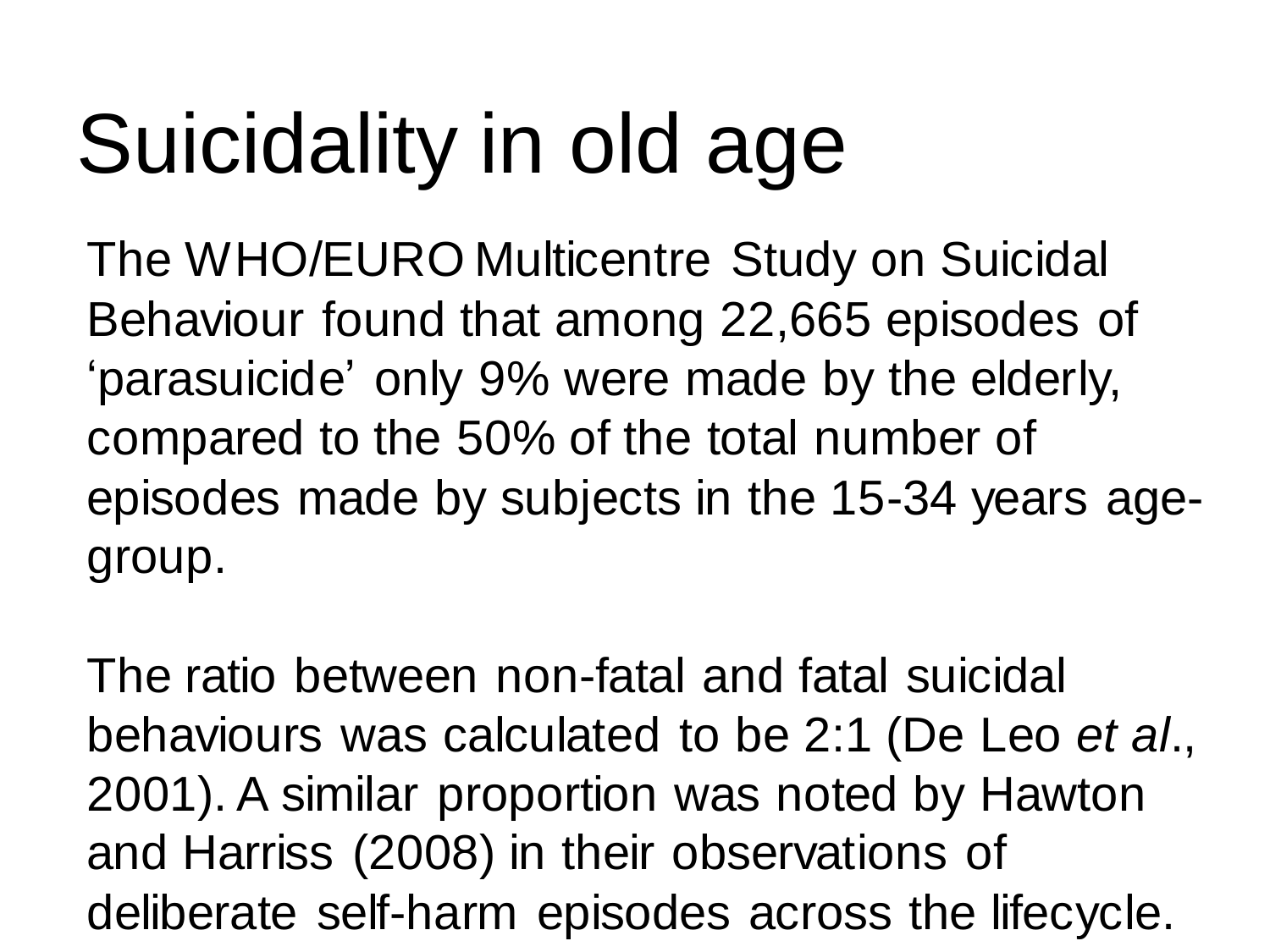# Suicidality in old age

The WHO/EURO Multicentre Study on Suicidal Behaviour found that among 22,665 episodes of 'parasuicide' only 9% were made by the elderly, compared to the 50% of the total number of episodes made by subjects in the 15-34 years age-group.

The ratio between non-fatal and fatal suicidal behaviours was calculated to be 2:1 (De Leo *et al*., 2001). A similar proportion was noted by Hawton and Harriss (2008) in their observations of deliberate self-harm episodes across the lifecycle.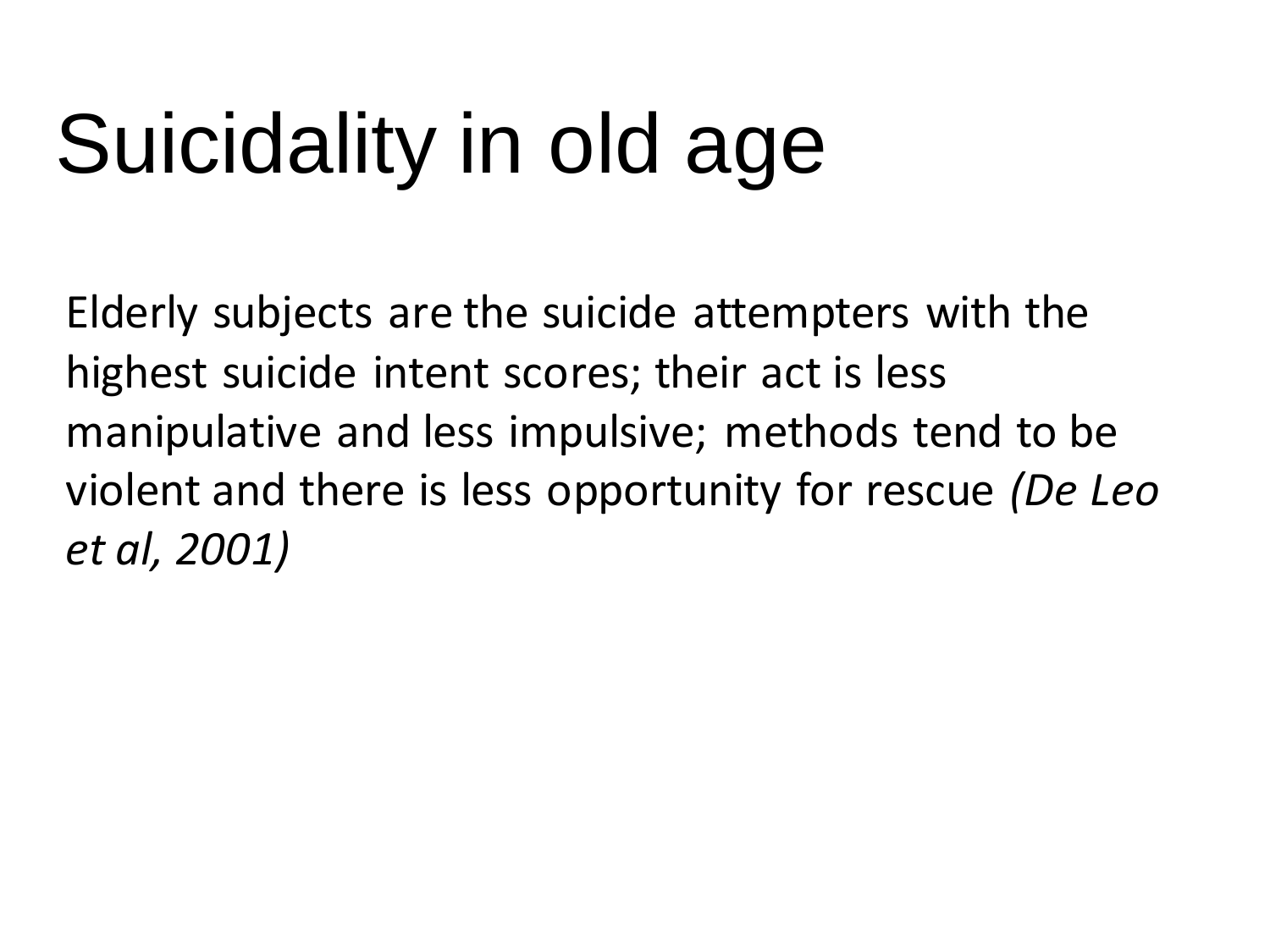# Suicidality in old age

Elderly subjects are the suicide attempters with the highest suicide intent scores; their act is less manipulative and less impulsive; methods tend to be violent and there is less opportunity for rescue *(De Leo et al, 2001)*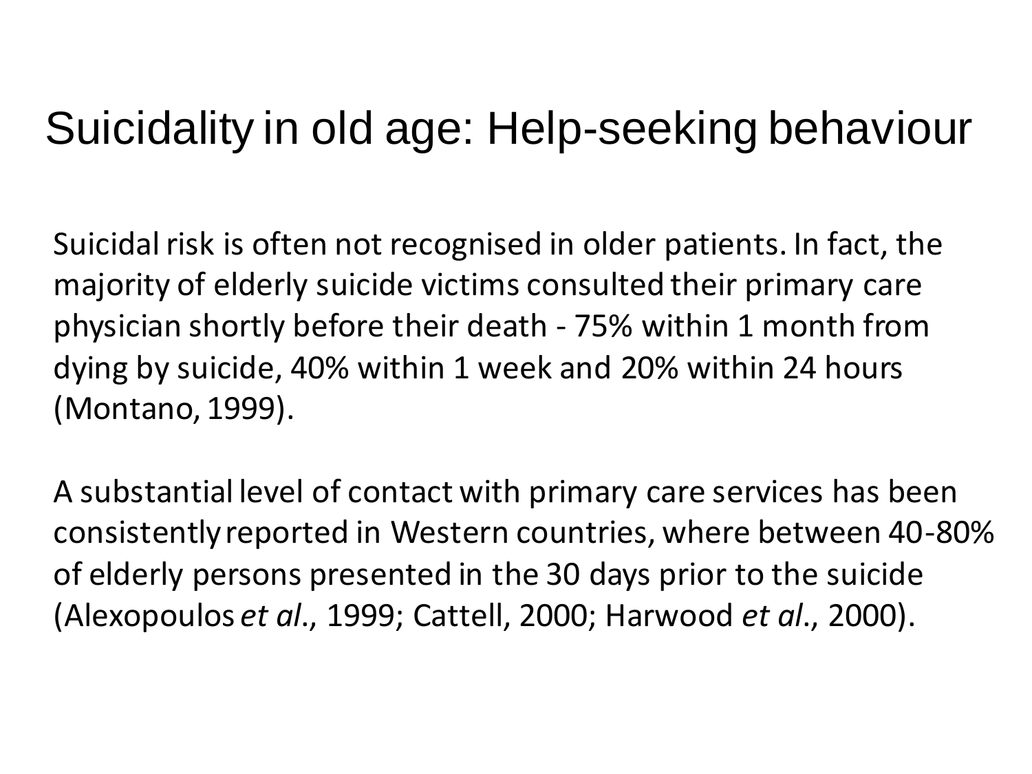# Suicidality in old age: Help-seeking behaviour

Suicidal risk is often not recognised in older patients. In fact, the majority of elderly suicide victims consulted their primary care physician shortly before their death - 75% within 1 month from dying by suicide, 40% within 1 week and 20% within 24 hours (Montano, 1999).

A substantial level of contact with primary care services has been consistently reported in Western countries, where between 40-80% of elderly persons presented in the 30 days prior to the suicide (Alexopoulos *et al*., 1999; Cattell, 2000; Harwood *et al*., 2000).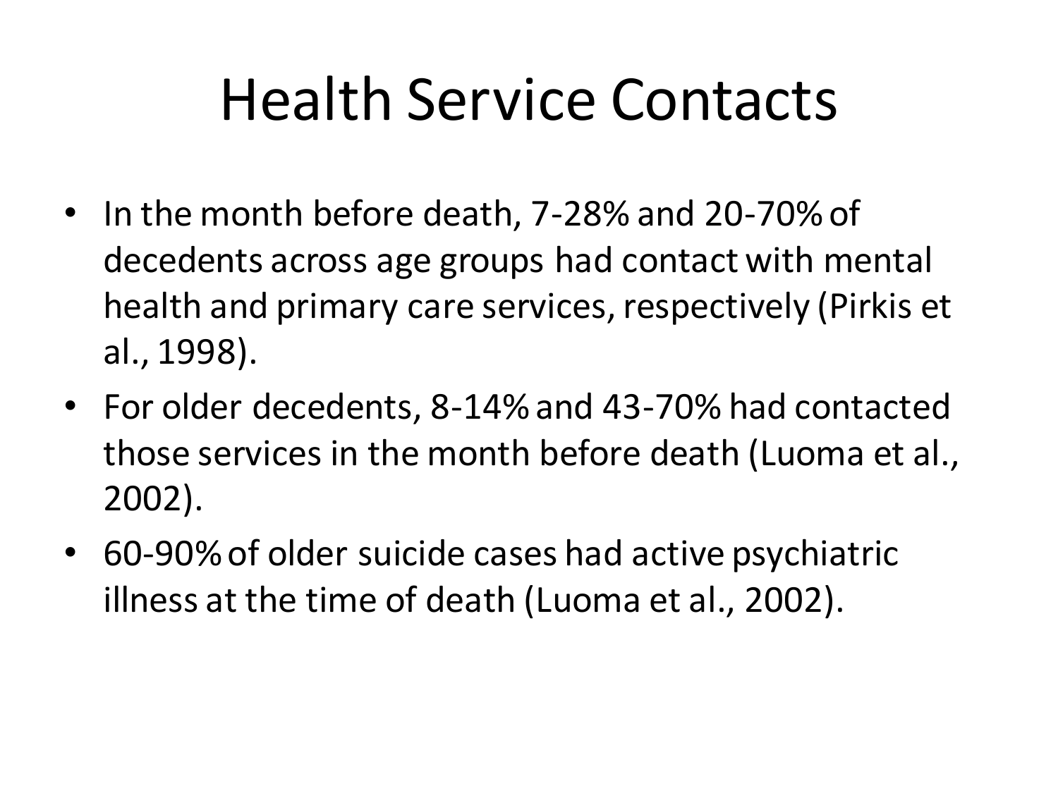# Health Service Contacts

- In the month before death, 7-28% and 20-70% of decedents across age groups had contact with mental health and primary care services, respectively (Pirkis et al., 1998).
- For older decedents, 8-14% and 43-70% had contacted those services in the month before death (Luoma et al., 2002).
- 60-90% of older suicide cases had active psychiatric illness at the time of death (Luoma et al., 2002).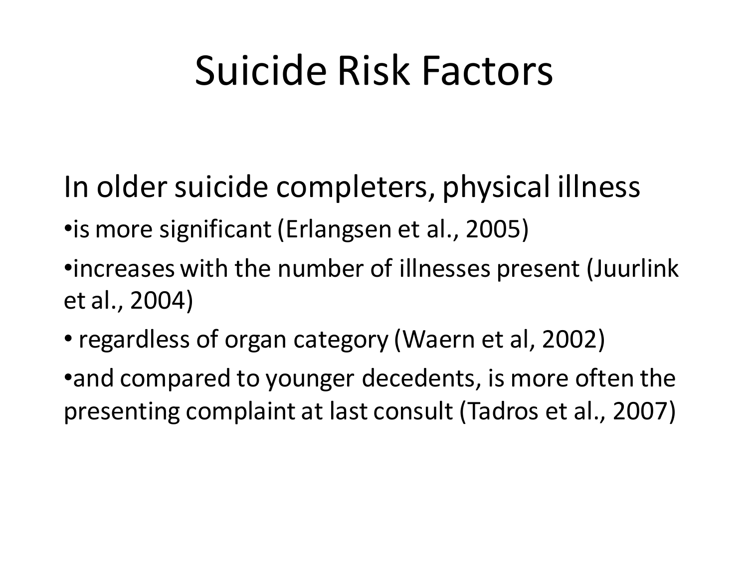# Suicide Risk Factors

In older suicide completers, physical illness

- is more significant (Erlangsen et al., 2005)
- increases with the number of illnesses present (Juurlink et al., 2004)
- regardless of organ category (Waern et al, 2002)
- and compared to younger decedents, is more often the presenting complaint at last consult (Tadros et al., 2007)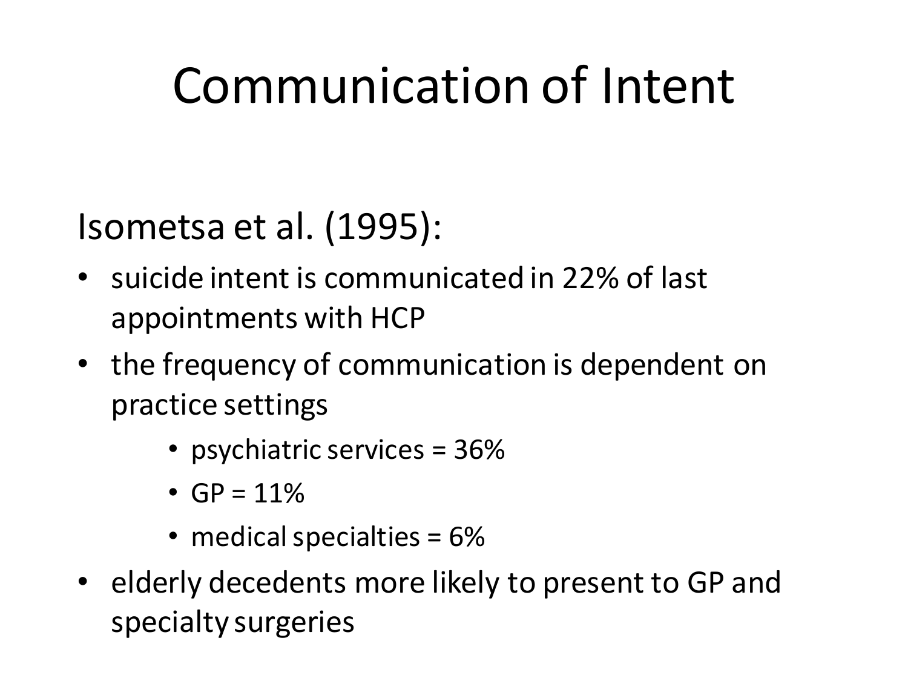# Communication of Intent

Isometsa et al. (1995):

- suicide intent is communicated in 22% of last appointments with HCP
- the frequency of communication is dependent on practice settings
  - psychiatric services = 36%
  - GP = 11%
  - medical specialties = 6%
- elderly decedents more likely to present to GP and specialty surgeries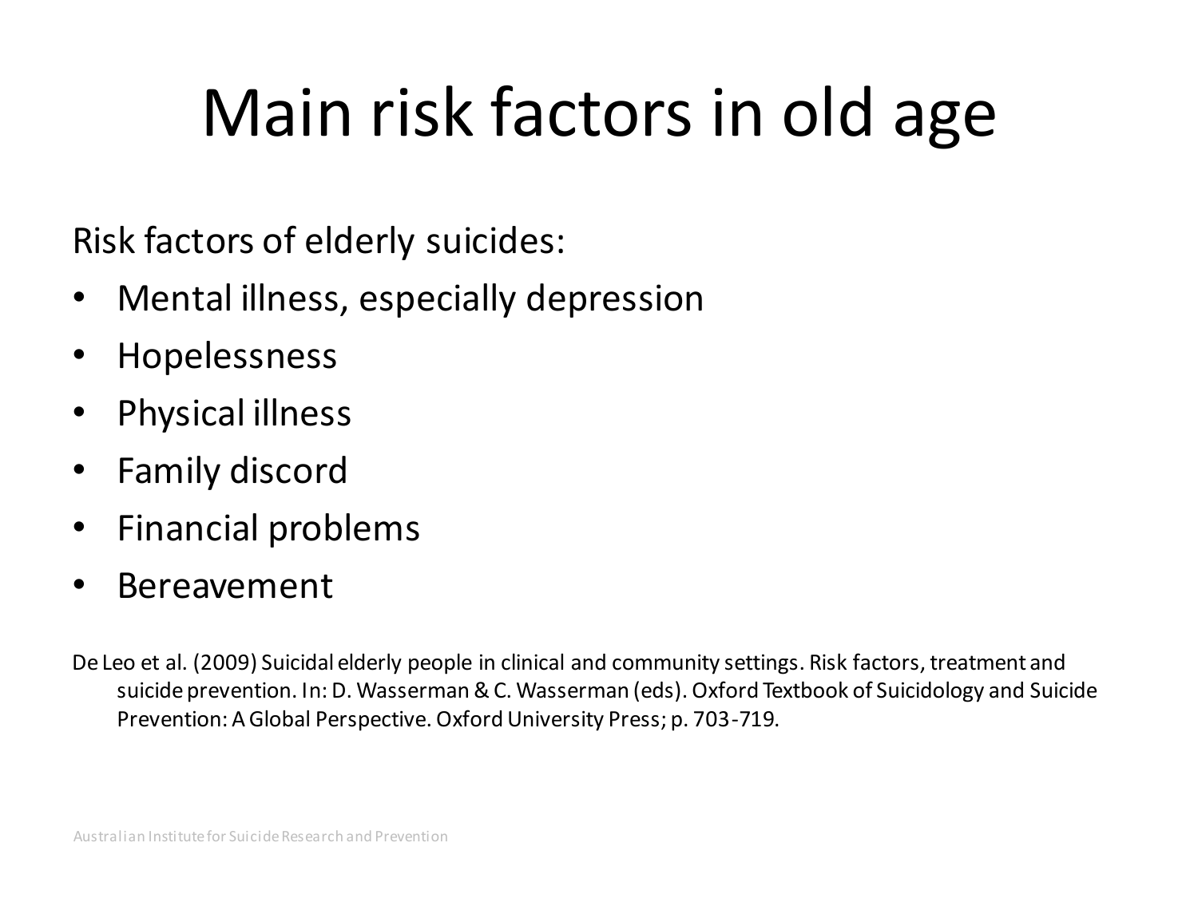# Main risk factors in old age

Risk factors of elderly suicides:

- Mental illness, especially depression
- Hopelessness
- Physical illness
- Family discord
- Financial problems
- Bereavement

De Leo et al. (2009) Suicidal elderly people in clinical and community settings. Risk factors, treatment and suicide prevention. In: D. Wasserman & C. Wasserman (eds). Oxford Textbook of Suicidology and Suicide Prevention: A Global Perspective. Oxford University Press; p. 703-719.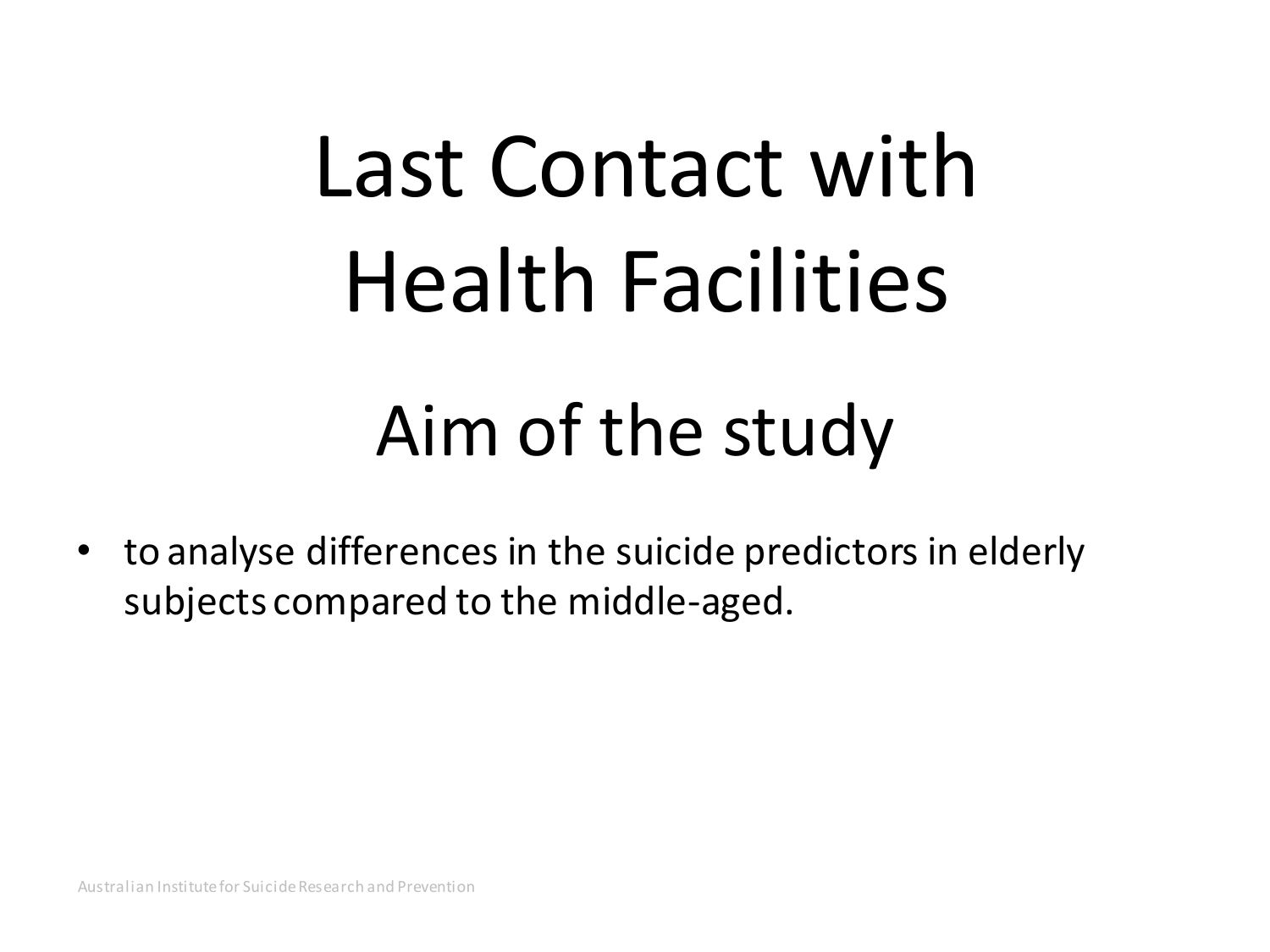# Last Contact with Health Facilities

## Aim of the study

- to analyse differences in the suicide predictors in elderly subjects compared to the middle-aged.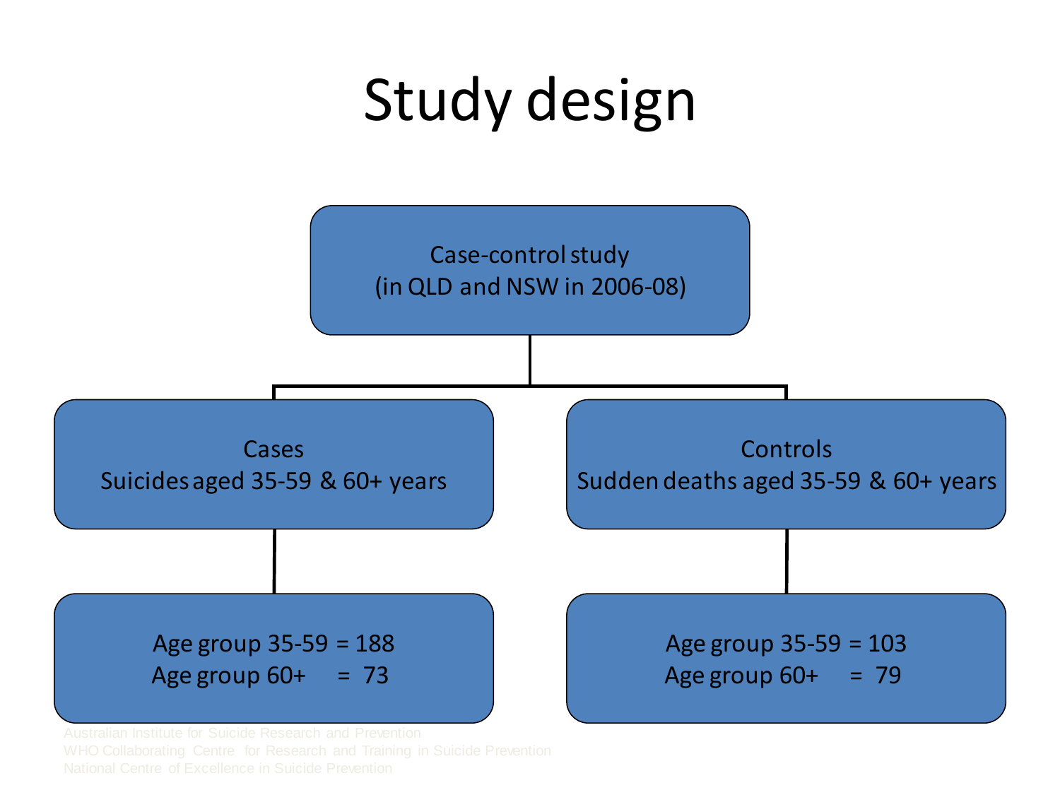# Study design

Case-control study
(in QLD and NSW in 2006-08)

**Cases**
Suicides aged 35-59 & 60+ years

- Age group 35-59 = 188
- Age group 60+ = 73

**Controls**
Sudden deaths aged 35-59 & 60+ years

- Age group 35-59 = 103
- Age group 60+ = 79

Australian Institute for Suicide Research and Prevention
WHO Collaborating Centre for Research and Training in Suicide Prevention
National Centre of Excellence in Suicide Prevention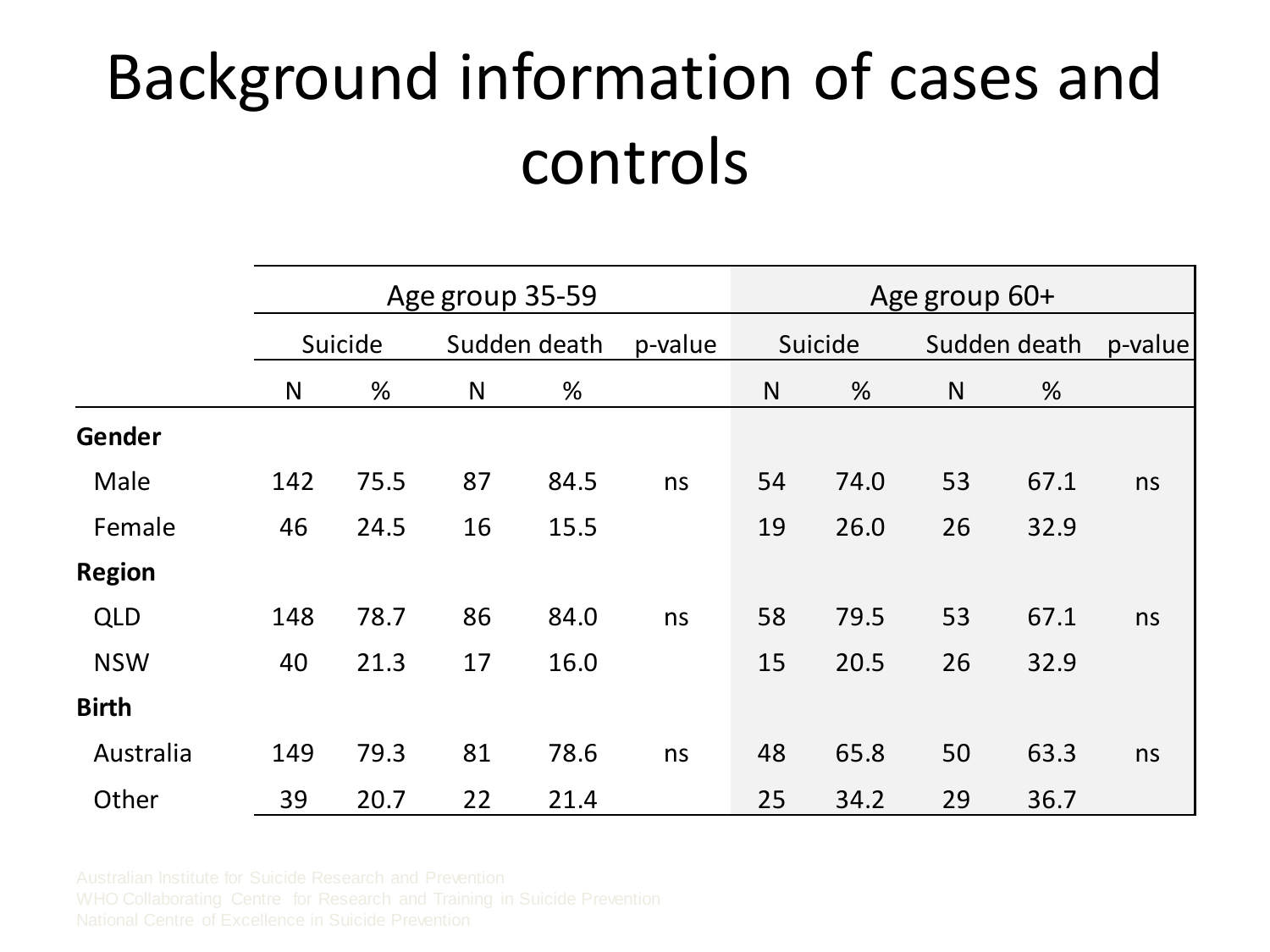# Background information of cases and controls

| | Age group 35-59 | | | | | Age group 60+ | | | | |
|---|---|---|---|---|---|---|---|---|---|---|
| | Suicide | | Sudden death | | p-value | Suicide | | Sudden death | | p-value |
| | N | % | N | % | | N | % | N | % | |
| **Gender** | | | | | | | | | | |
| Male | 142 | 75.5 | 87 | 84.5 | ns | 54 | 74.0 | 53 | 67.1 | ns |
| Female | 46 | 24.5 | 16 | 15.5 | | 19 | 26.0 | 26 | 32.9 | |
| **Region** | | | | | | | | | | |
| QLD | 148 | 78.7 | 86 | 84.0 | ns | 58 | 79.5 | 53 | 67.1 | ns |
| NSW | 40 | 21.3 | 17 | 16.0 | | 15 | 20.5 | 26 | 32.9 | |
| **Birth** | | | | | | | | | | |
| Australia | 149 | 79.3 | 81 | 78.6 | ns | 48 | 65.8 | 50 | 63.3 | ns |
| Other | 39 | 20.7 | 22 | 21.4 | | 25 | 34.2 | 29 | 36.7 | |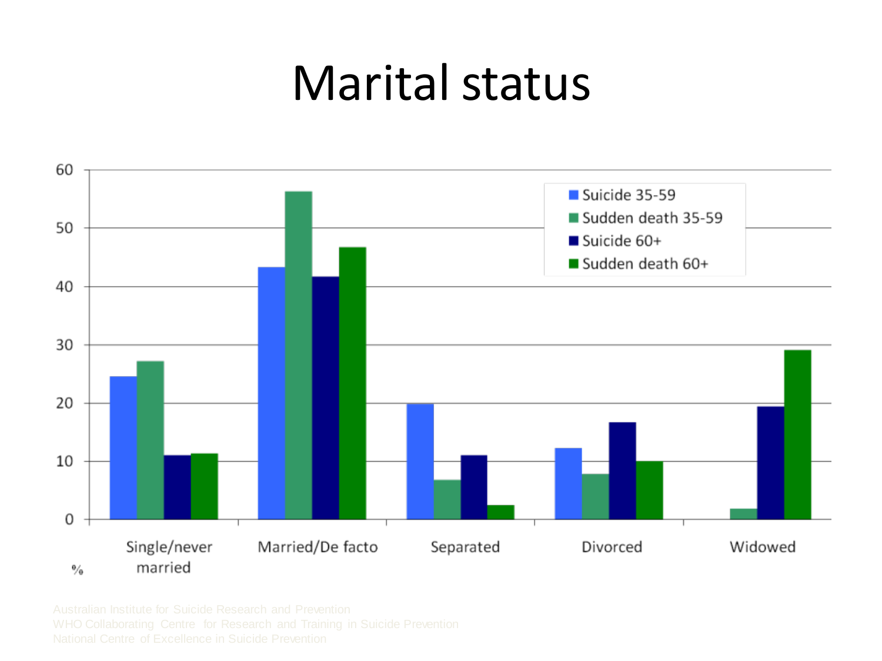# Marital status

| % | Suicide 35-59 | Sudden death 35-59 | Suicide 60+ | Sudden death 60+ |
|---|---|---|---|---|
| Single/never married | 24.5 | 27 | 11 | 11.2 |
| Married/De facto | 43.2 | 56.2 | 41.6 | 46.6 |
| Separated | 19.8 | 6.7 | 11 | 2.4 |
| Divorced | 12.2 | 7.8 | 16.6 | 10 |
| Widowed | 0 | 1.8 | 19.4 | 29 |

Australian Institute for Suicide Research and Prevention
WHO Collaborating Centre for Research and Training in Suicide Prevention
National Centre of Excellence in Suicide Prevention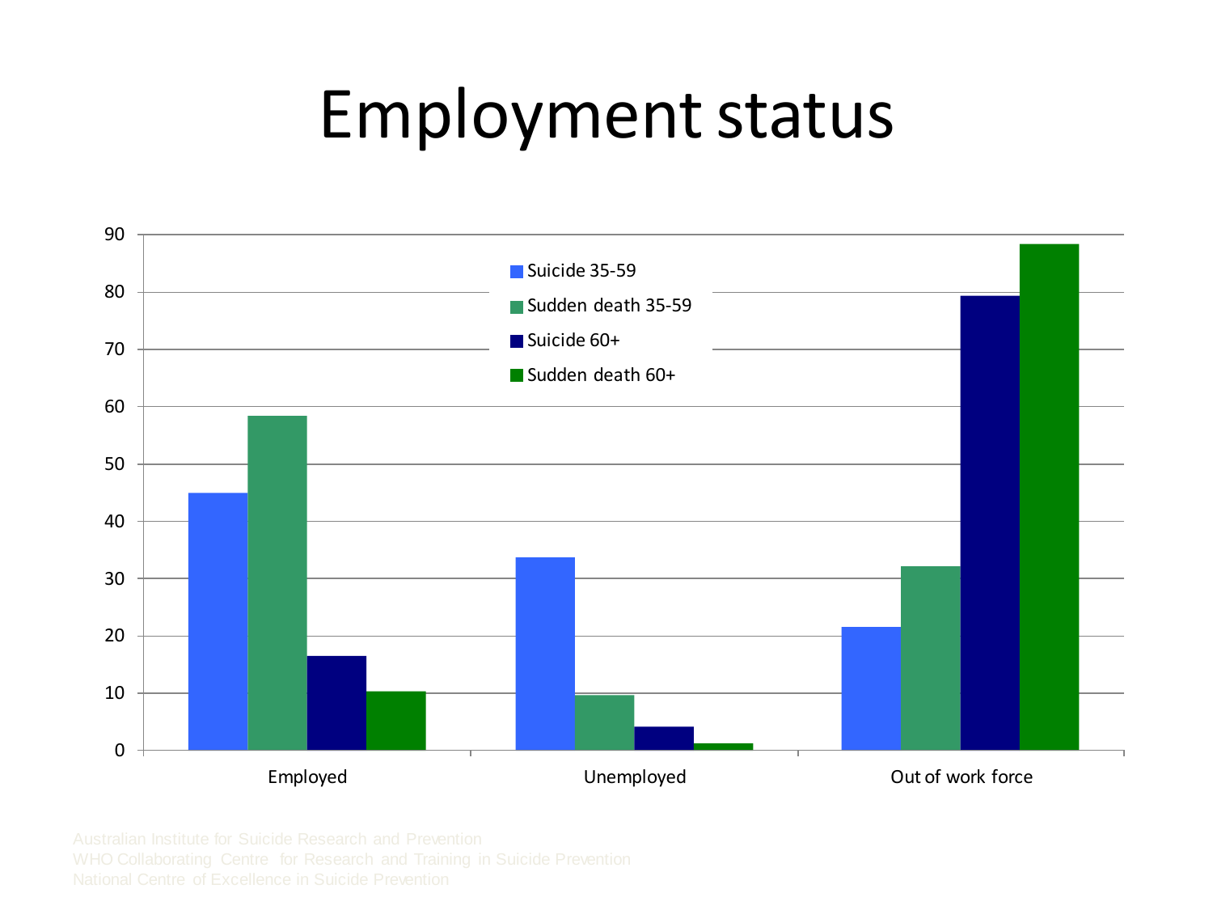# Employment status

| | Suicide 35-59 | Sudden death 35-59 | Suicide 60+ | Sudden death 60+ |
|---|---|---|---|---|
| Employed | 45 | 58.5 | 16.5 | 10.3 |
| Unemployed | 33.8 | 9.7 | 4.2 | 1.3 |
| Out of work force | 21.6 | 32.2 | 79.4 | 88.4 |

Australian Institute for Suicide Research and Prevention
WHO Collaborating Centre for Research and Training in Suicide Prevention
National Centre of Excellence in Suicide Prevention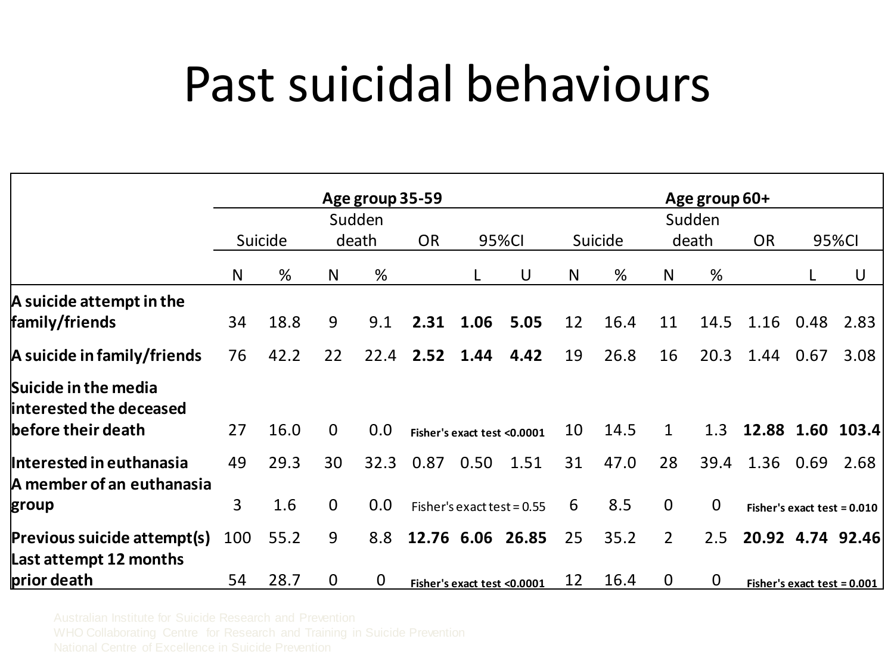# Past suicidal behaviours

| | Age group 35-59 | | | | | | | Age group 60+ | | | | | | |
|---|---|---|---|---|---|---|---|---|---|---|---|---|---|---|
| | Suicide | | Sudden death | | OR | 95%CI | | Suicide | | Sudden death | | OR | 95%CI | |
| | N | % | N | % | | L | U | N | % | N | % | | L | U |
| **A suicide attempt in the family/friends** | 34 | 18.8 | 9 | 9.1 | **2.31** | **1.06** | **5.05** | 12 | 16.4 | 11 | 14.5 | 1.16 | 0.48 | 2.83 |
| **A suicide in family/friends** | 76 | 42.2 | 22 | 22.4 | **2.52** | **1.44** | **4.42** | 19 | 26.8 | 16 | 20.3 | 1.44 | 0.67 | 3.08 |
| **Suicide in the media interested the deceased before their death** | 27 | 16.0 | 0 | 0.0 | **Fisher's exact test <0.0001** | | | 10 | 14.5 | 1 | 1.3 | **12.88** | **1.60** | **103.4** |
| **Interested in euthanasia** | 49 | 29.3 | 30 | 32.3 | 0.87 | 0.50 | 1.51 | 31 | 47.0 | 28 | 39.4 | 1.36 | 0.69 | 2.68 |
| **A member of an euthanasia group** | 3 | 1.6 | 0 | 0.0 | Fisher's exact test = 0.55 | | | 6 | 8.5 | 0 | 0 | **Fisher's exact test = 0.010** | | |
| **Previous suicide attempt(s)** | 100 | 55.2 | 9 | 8.8 | **12.76** | **6.06** | **26.85** | 25 | 35.2 | 2 | 2.5 | **20.92** | **4.74** | **92.46** |
| **Last attempt 12 months prior death** | 54 | 28.7 | 0 | 0 | **Fisher's exact test <0.0001** | | | 12 | 16.4 | 0 | 0 | **Fisher's exact test = 0.001** | | |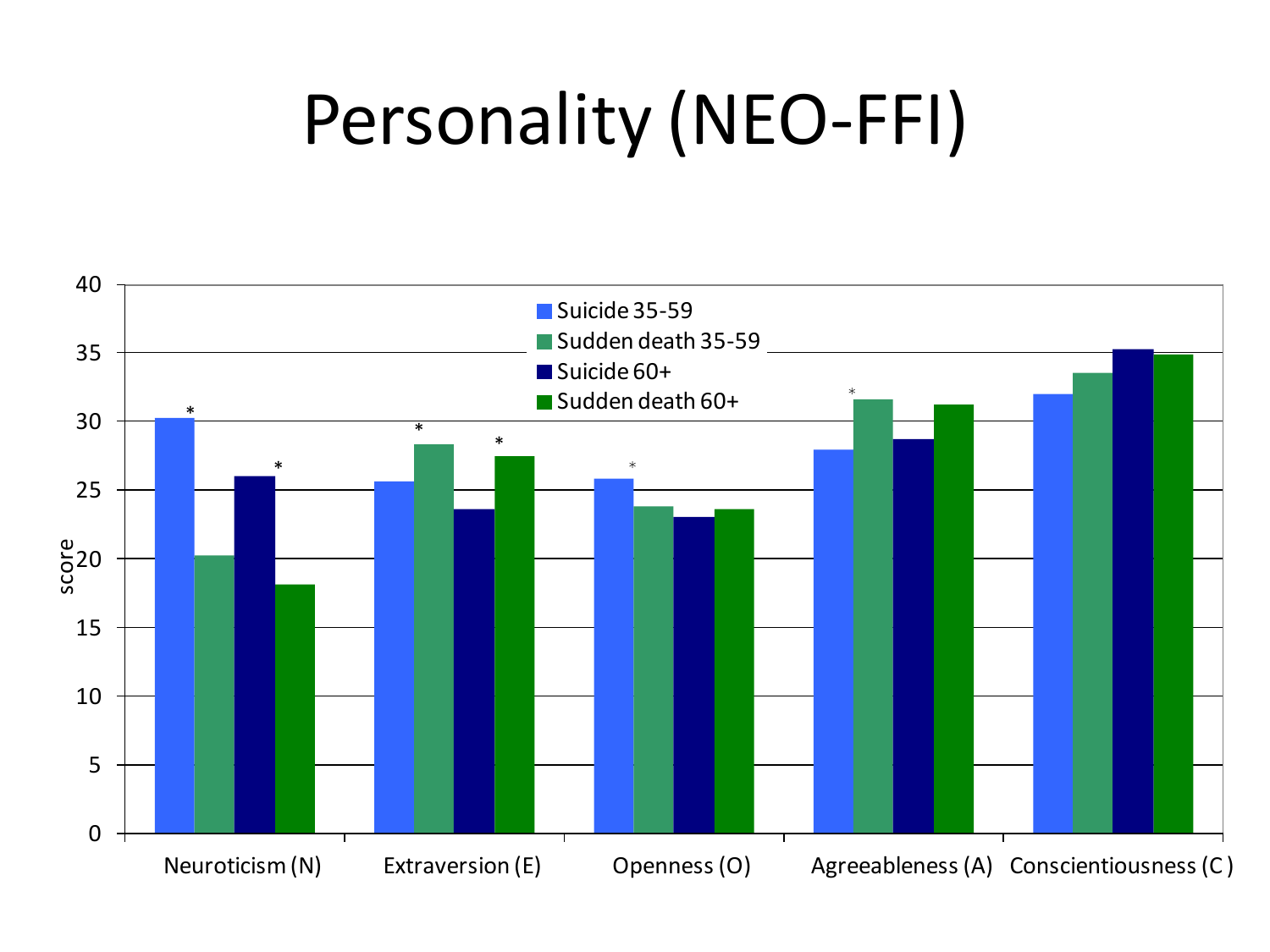# Personality (NEO-FFI)

| | Suicide 35-59 | Sudden death 35-59 | Suicide 60+ | Sudden death 60+ |
|---|---|---|---|---|
| Neuroticism (N) | 30.2 * | 20.2 | 26.0 * | 18.1 |
| Extraversion (E) | 25.6 | 28.3 * | 23.6 | 27.4 * |
| Openness (O) | 25.8 * | 23.8 | 23.0 | 23.6 |
| Agreeableness (A) | 27.9 | 31.6 * | 28.7 | 31.2 |
| Conscientiousness (C) | 32.0 | 33.5 | 35.2 | 34.8 |

*y-axis: score (0–40)*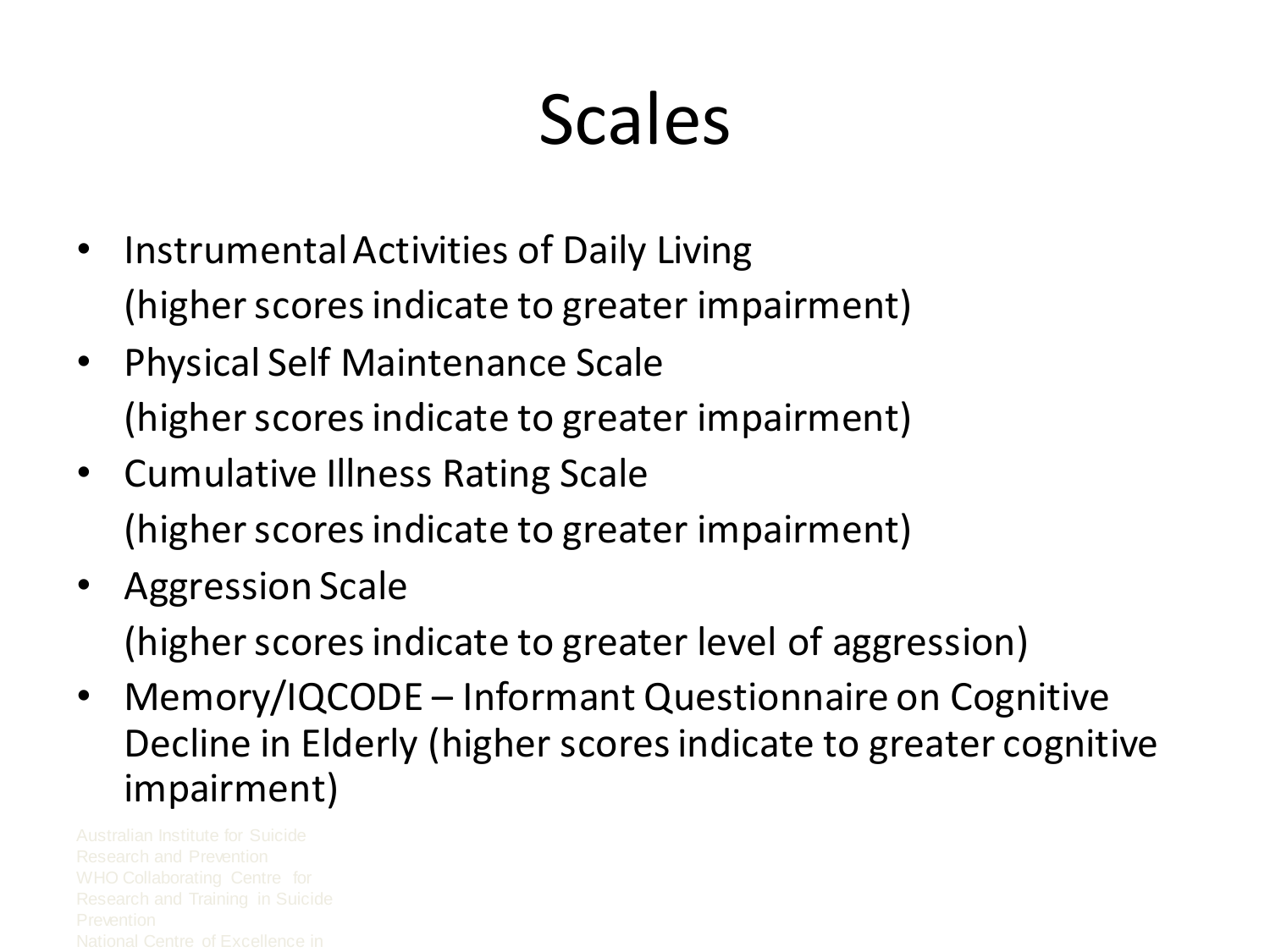# Scales

- Instrumental Activities of Daily Living
  (higher scores indicate to greater impairment)
- Physical Self Maintenance Scale
  (higher scores indicate to greater impairment)
- Cumulative Illness Rating Scale
  (higher scores indicate to greater impairment)
- Aggression Scale
  (higher scores indicate to greater level of aggression)
- Memory/IQCODE – Informant Questionnaire on Cognitive Decline in Elderly (higher scores indicate to greater cognitive impairment)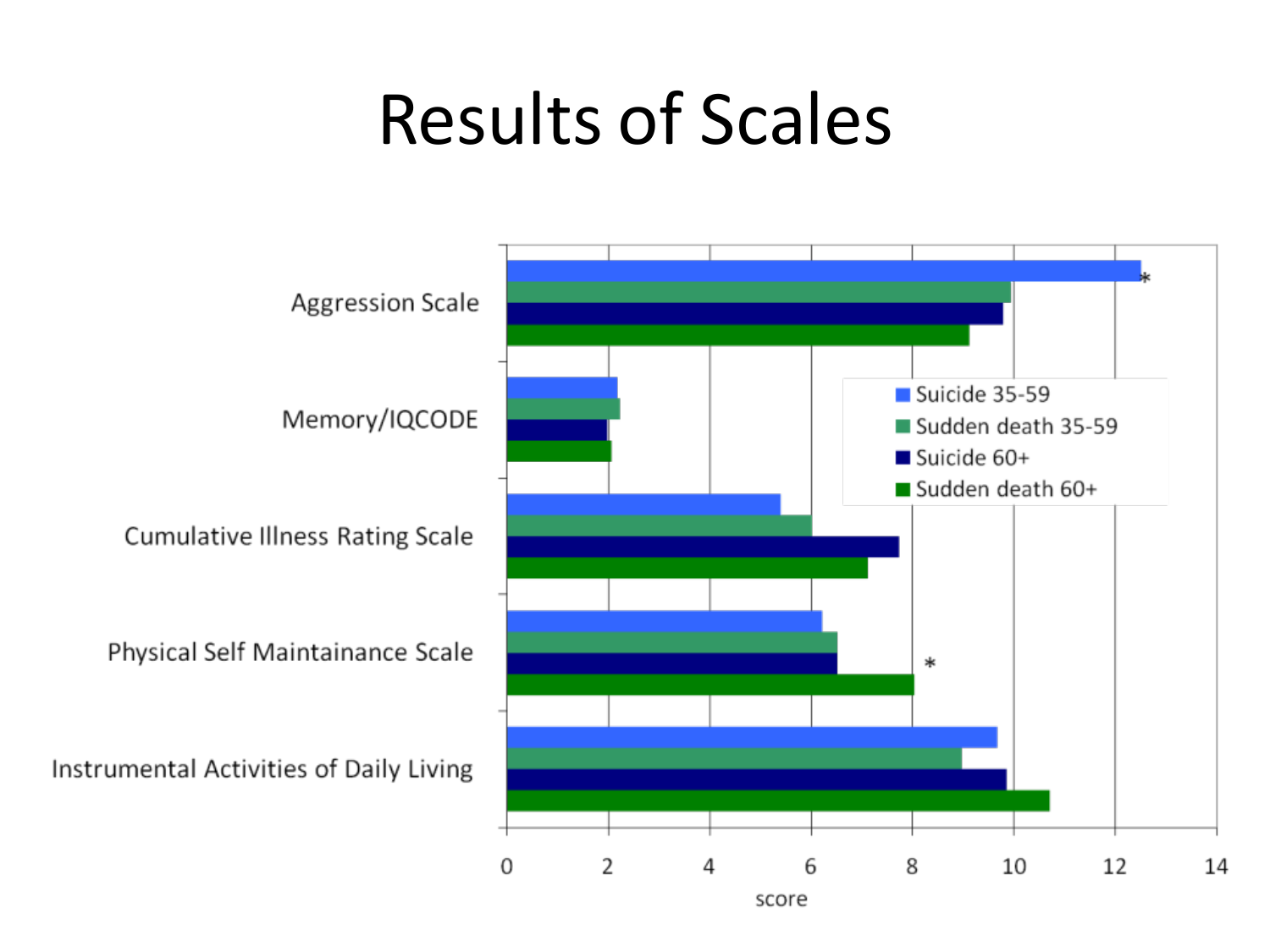# Results of Scales

| Scale | Suicide 35-59 | Sudden death 35-59 | Suicide 60+ | Sudden death 60+ |
|---|---|---|---|---|
| Aggression Scale | 12.5 * | 9.9 | 9.8 | 9.1 |
| Memory/IQCODE | 2.2 | 2.2 | 2.0 | 2.1 |
| Cumulative Illness Rating Scale | 5.4 | 6.0 | 7.7 | 7.1 |
| Physical Self Maintainance Scale | 6.2 | 6.5 | 6.5 | 8.0 * |
| Instrumental Activities of Daily Living | 9.7 | 9.0 | 9.9 | 10.7 |

score (values approximate, read from chart; scale 0–14)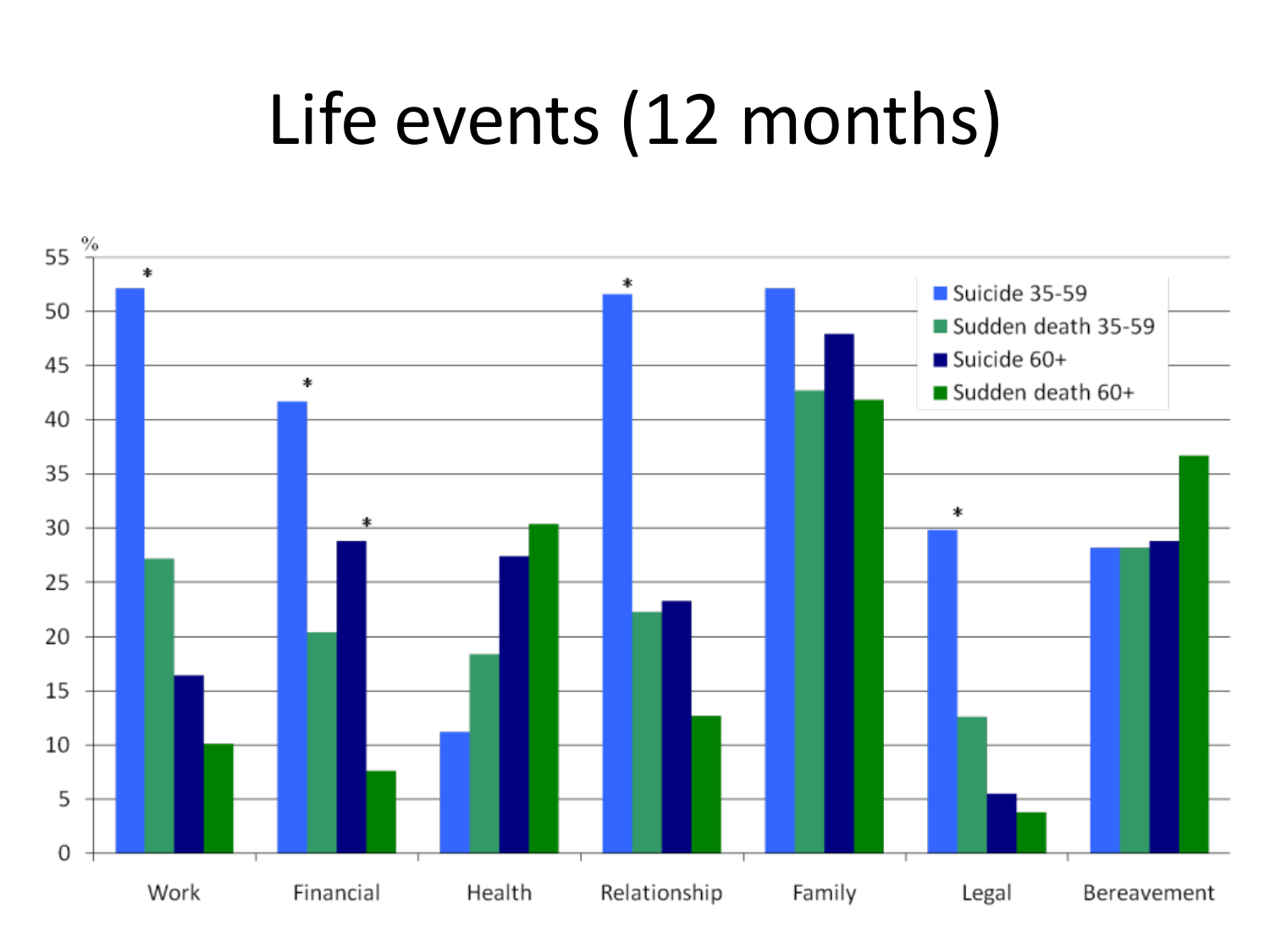# Life events (12 months)

| % | Suicide 35-59 | Sudden death 35-59 | Suicide 60+ | Sudden death 60+ |
|---|---|---|---|---|
| Work | 52 * | 27 | 16 | 10 |
| Financial | 42 * | 20 | 29 * | 8 |
| Health | 11 | 18 | 27 | 30 |
| Relationship | 52 * | 22 | 23 | 13 |
| Family | 52 | 43 | 48 | 42 |
| Legal | 30 * | 13 | 5 | 4 |
| Bereavement | 28 | 28 | 29 | 37 |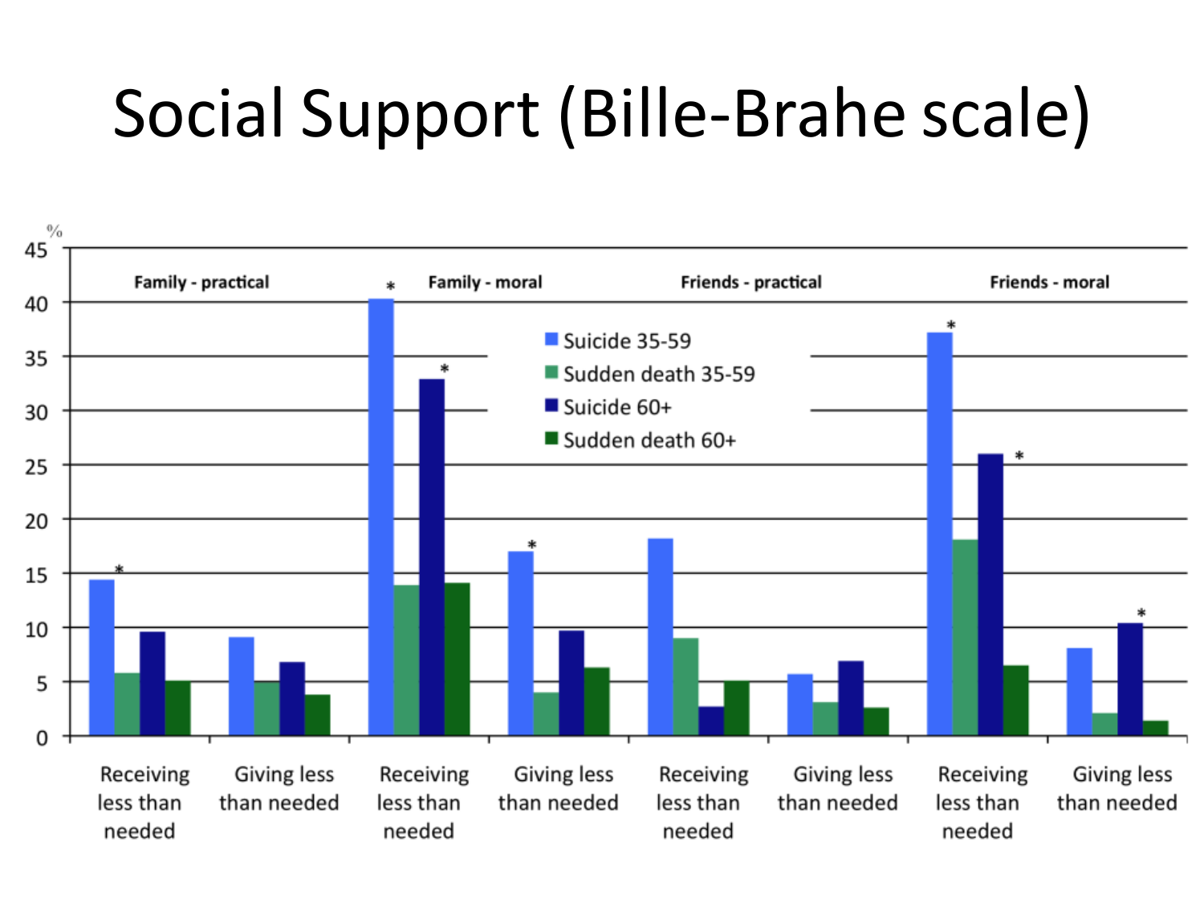# Social Support (Bille-Brahe scale)

%

| | | Suicide 35-59 | Sudden death 35-59 | Suicide 60+ | Sudden death 60+ |
|---|---|---|---|---|---|
| Family - practical | Receiving less than needed | 14.4 * | 5.8 | 9.6 | 5.1 |
| | Giving less than needed | 9.1 | 5.0 | 6.8 | 3.8 |
| Family - moral | Receiving less than needed | 40.3 * | 13.9 | 32.9 * | 14.1 |
| | Giving less than needed | 17.0 * | 4.0 | 9.7 | 6.3 |
| Friends - practical | Receiving less than needed | 18.2 | 9.0 | 2.7 | 5.0 |
| | Giving less than needed | 5.7 | 3.1 | 6.9 | 2.6 |
| Friends - moral | Receiving less than needed | 37.2 * | 18.1 | 26.0 * | 6.5 |
| | Giving less than needed | 8.1 | 2.1 | 10.4 * | 1.4 |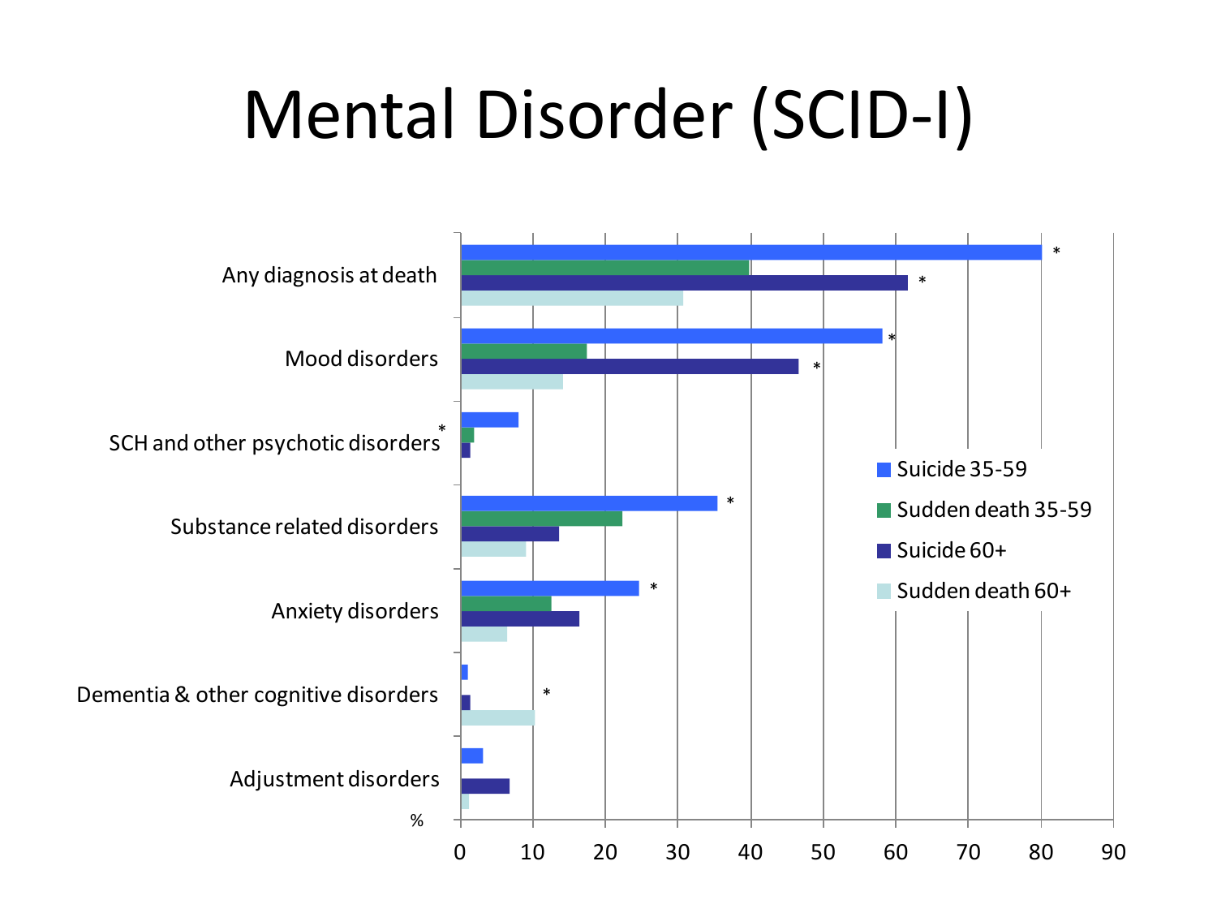# Mental Disorder (SCID-I)

Any diagnosis at death

Mood disorders

SCH and other psychotic disorders

Substance related disorders

Anxiety disorders

Dementia & other cognitive disorders

Adjustment disorders

- Suicide 35-59
- Sudden death 35-59
- Suicide 60+
- Sudden death 60+

%

0 10 20 30 40 50 60 70 80 90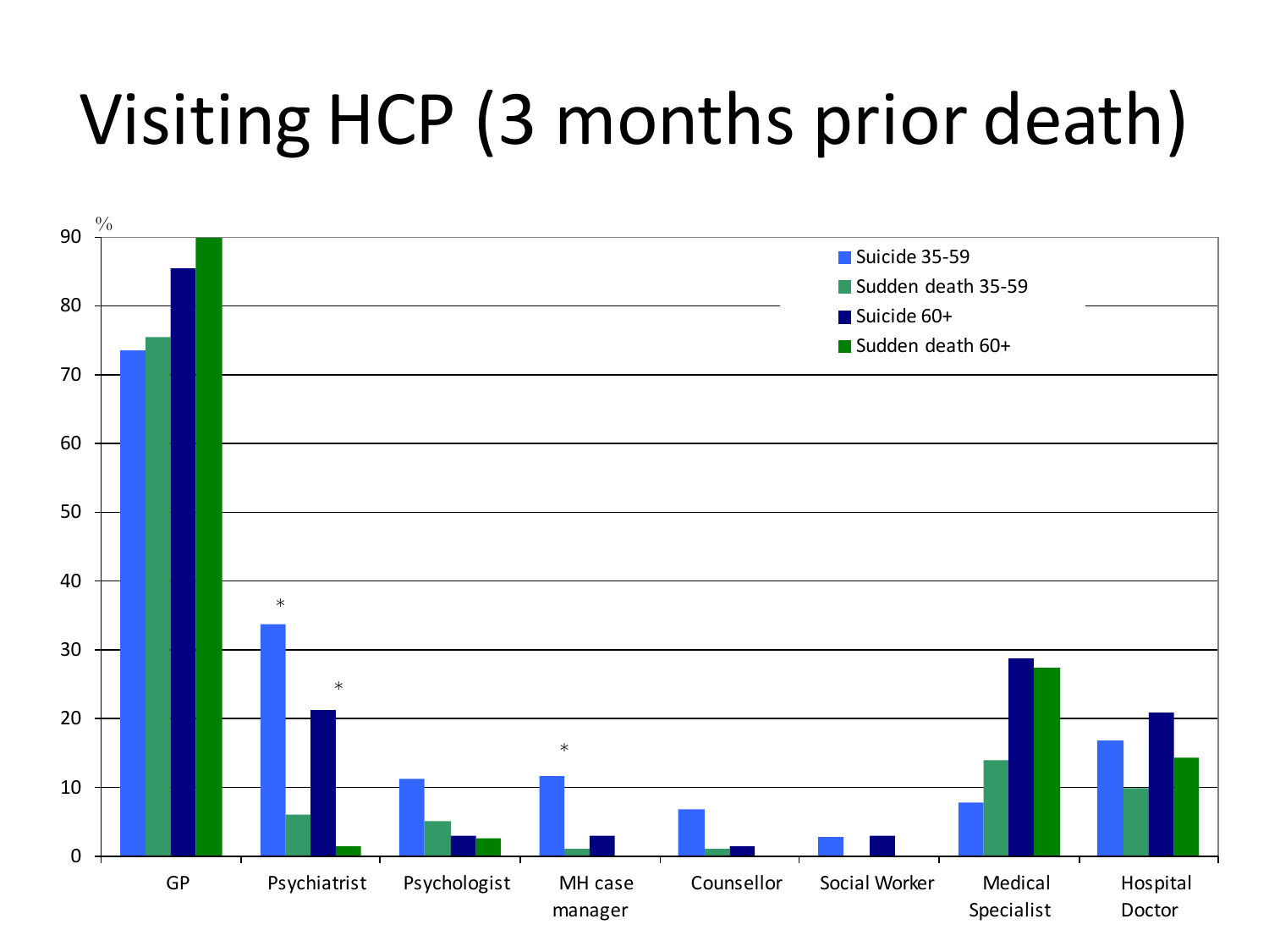# Visiting HCP (3 months prior death)

%

| | Suicide 35-59 | Sudden death 35-59 | Suicide 60+ | Sudden death 60+ |
|---|---|---|---|---|
| GP | 73.5 | 75.5 | 85.5 | 90 |
| Psychiatrist | 33.8 * | 6 | 21.2 * | 1.4 |
| Psychologist | 11.2 | 5 | 3 | 2.6 |
| MH case manager | 11.6 * | 1 | 3 | |
| Counsellor | 6.8 | 1 | 1.4 | |
| Social Worker | 2.8 | | 3 | |
| Medical Specialist | 7.8 | 14 | 28.8 | 27.4 |
| Hospital Doctor | 16.8 | 10 | 20.8 | 14.3 |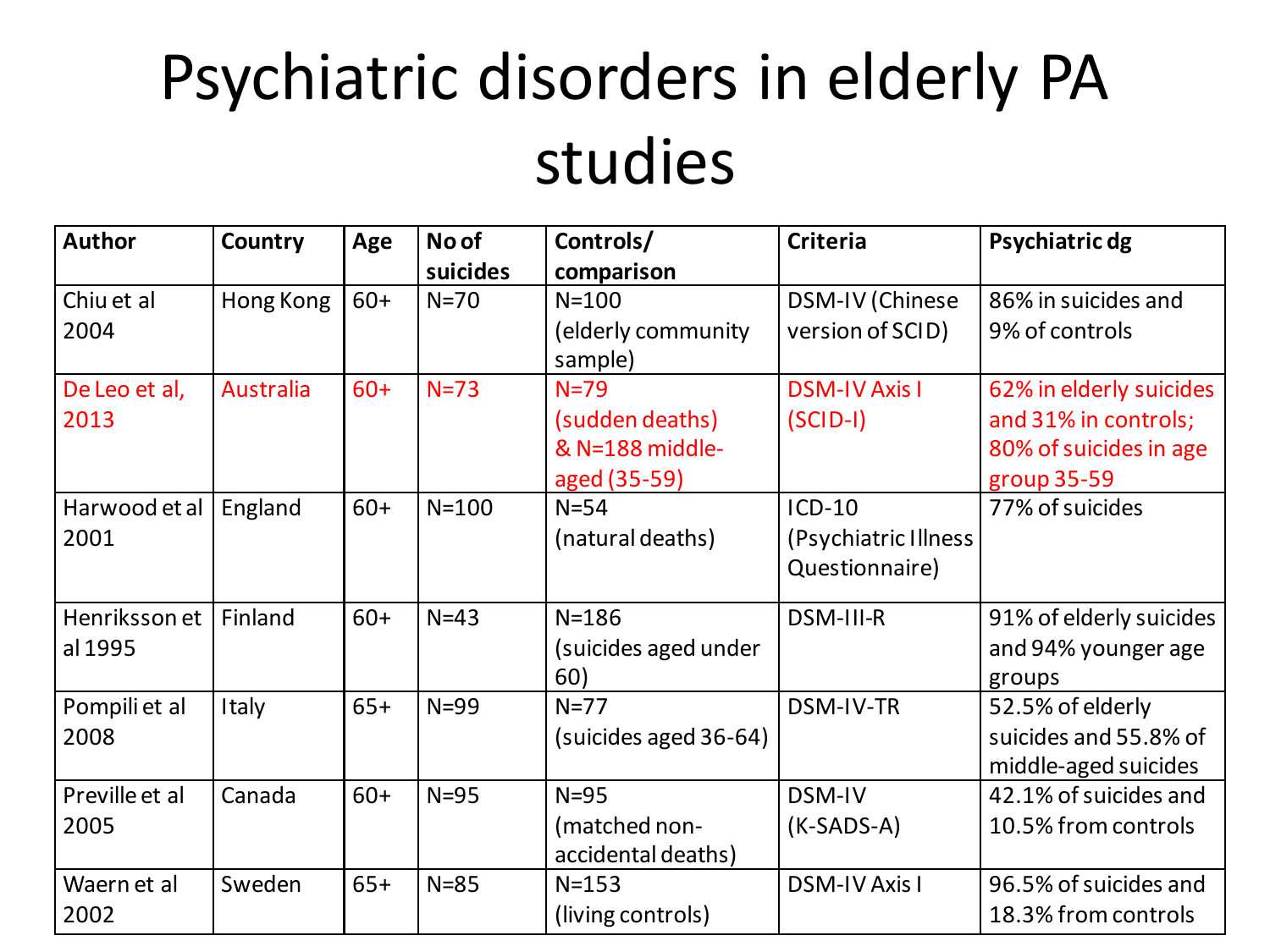# Psychiatric disorders in elderly PA studies

| Author | Country | Age | No of suicides | Controls/ comparison | Criteria | Psychiatric dg |
|---|---|---|---|---|---|---|
| Chiu et al 2004 | Hong Kong | 60+ | N=70 | N=100 (elderly community sample) | DSM-IV (Chinese version of SCID) | 86% in suicides and 9% of controls |
| De Leo et al, 2013 | Australia | 60+ | N=73 | N=79 (sudden deaths) & N=188 middle-aged (35-59) | DSM-IV Axis I (SCID-I) | 62% in elderly suicides and 31% in controls; 80% of suicides in age group 35-59 |
| Harwood et al 2001 | England | 60+ | N=100 | N=54 (natural deaths) | ICD-10 (Psychiatric Illness Questionnaire) | 77% of suicides |
| Henriksson et al 1995 | Finland | 60+ | N=43 | N=186 (suicides aged under 60) | DSM-III-R | 91% of elderly suicides and 94% younger age groups |
| Pompili et al 2008 | Italy | 65+ | N=99 | N=77 (suicides aged 36-64) | DSM-IV-TR | 52.5% of elderly suicides and 55.8% of middle-aged suicides |
| Preville et al 2005 | Canada | 60+ | N=95 | N=95 (matched non-accidental deaths) | DSM-IV (K-SADS-A) | 42.1% of suicides and 10.5% from controls |
| Waern et al 2002 | Sweden | 65+ | N=85 | N=153 (living controls) | DSM-IV Axis I | 96.5% of suicides and 18.3% from controls |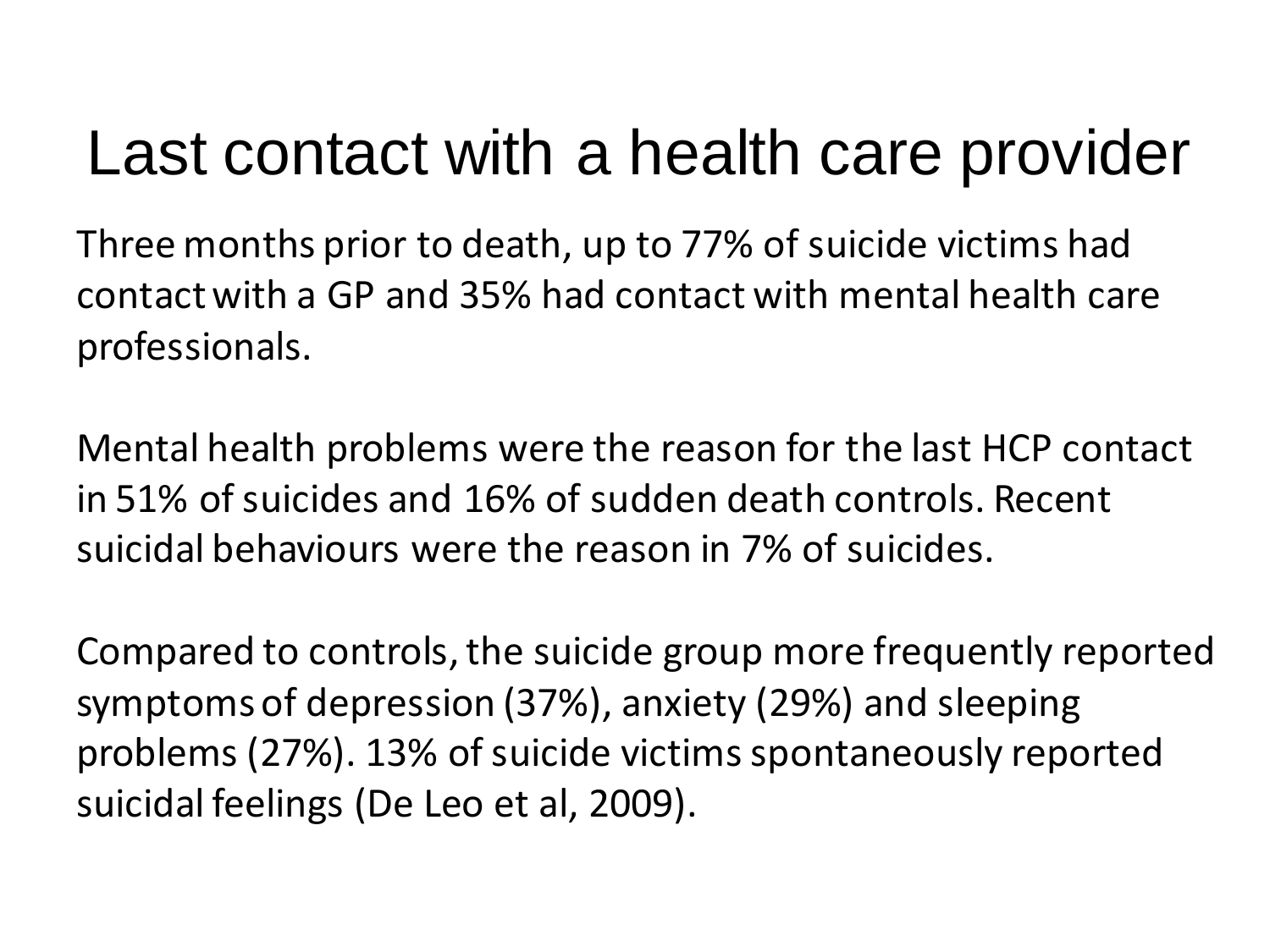# Last contact with a health care provider

Three months prior to death, up to 77% of suicide victims had contact with a GP and 35% had contact with mental health care professionals.

Mental health problems were the reason for the last HCP contact in 51% of suicides and 16% of sudden death controls. Recent suicidal behaviours were the reason in 7% of suicides.

Compared to controls, the suicide group more frequently reported symptoms of depression (37%), anxiety (29%) and sleeping problems (27%). 13% of suicide victims spontaneously reported suicidal feelings (De Leo et al, 2009).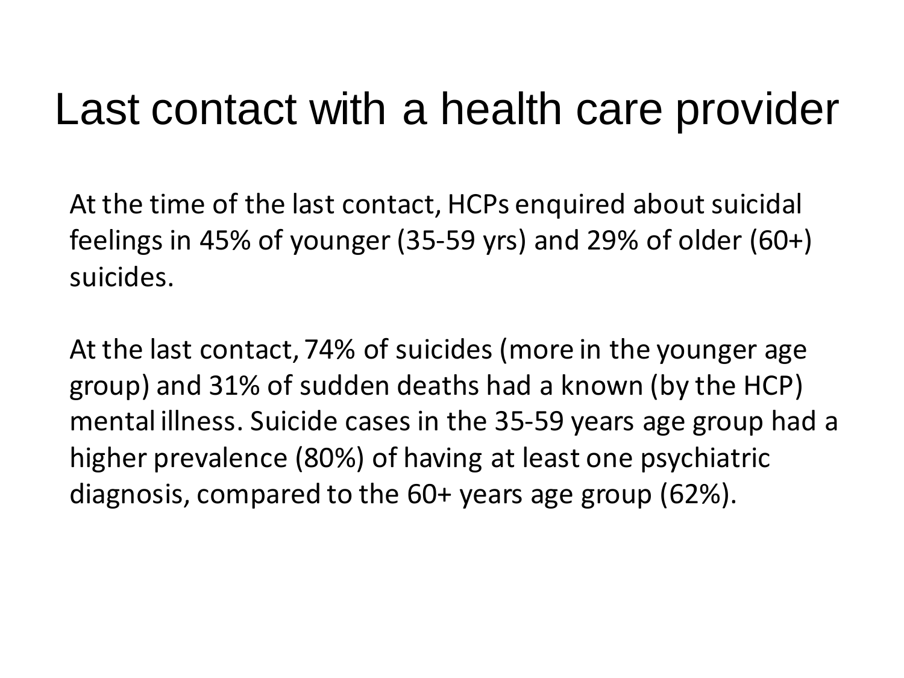# Last contact with a health care provider

At the time of the last contact, HCPs enquired about suicidal feelings in 45% of younger (35-59 yrs) and 29% of older (60+) suicides.

At the last contact, 74% of suicides (more in the younger age group) and 31% of sudden deaths had a known (by the HCP) mental illness. Suicide cases in the 35-59 years age group had a higher prevalence (80%) of having at least one psychiatric diagnosis, compared to the 60+ years age group (62%).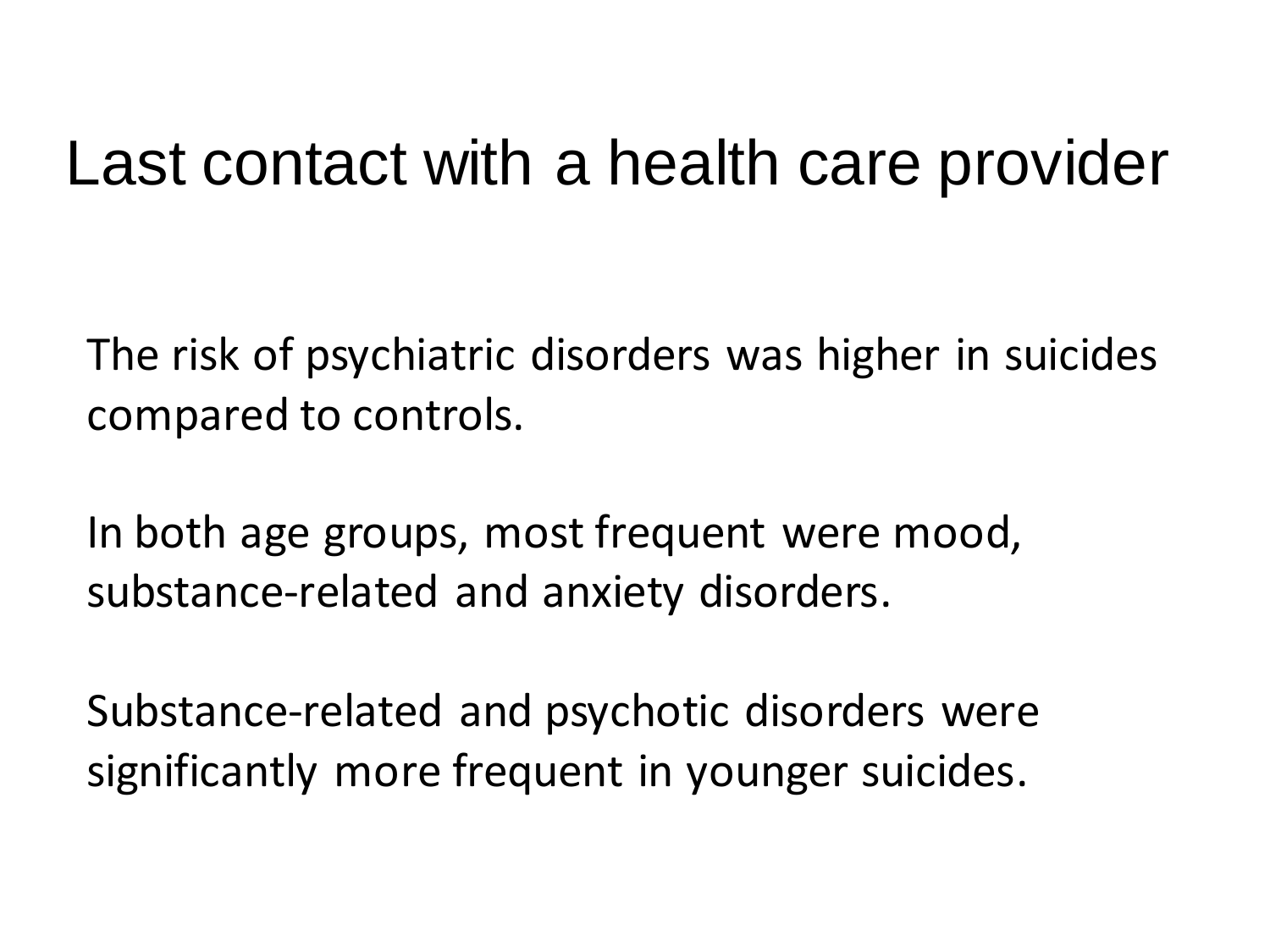# Last contact with a health care provider

The risk of psychiatric disorders was higher in suicides compared to controls.

In both age groups, most frequent were mood, substance-related and anxiety disorders.

Substance-related and psychotic disorders were significantly more frequent in younger suicides.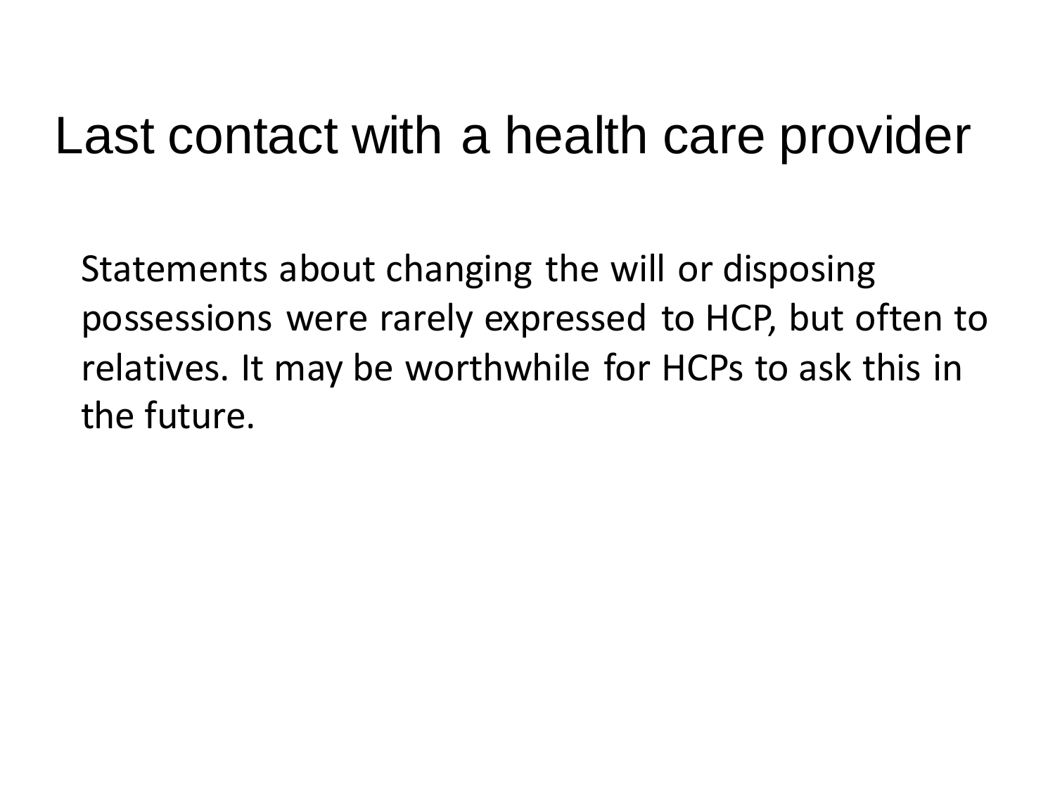# Last contact with a health care provider

Statements about changing the will or disposing possessions were rarely expressed to HCP, but often to relatives. It may be worthwhile for HCPs to ask this in the future.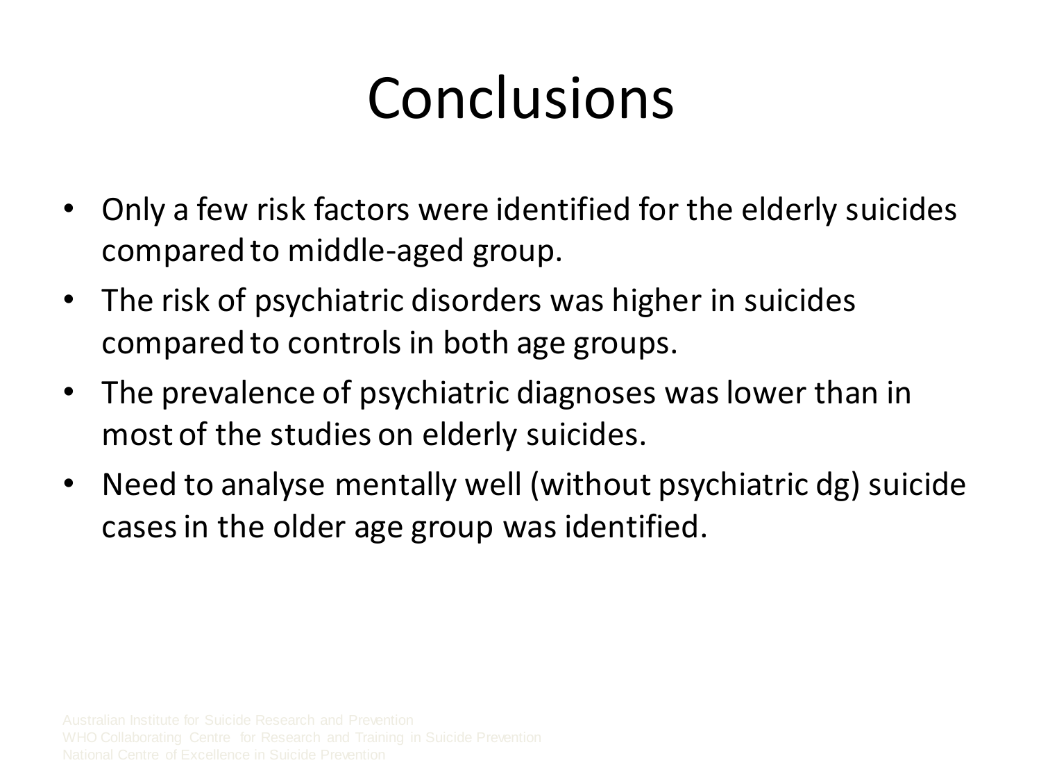# Conclusions

- Only a few risk factors were identified for the elderly suicides compared to middle-aged group.
- The risk of psychiatric disorders was higher in suicides compared to controls in both age groups.
- The prevalence of psychiatric diagnoses was lower than in most of the studies on elderly suicides.
- Need to analyse mentally well (without psychiatric dg) suicide cases in the older age group was identified.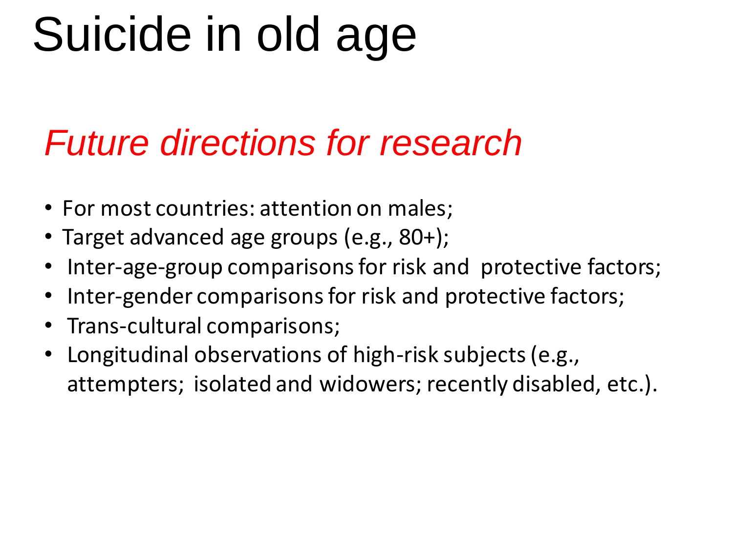# Suicide in old age

## *Future directions for research*

- For most countries: attention on males;
- Target advanced age groups (e.g., 80+);
- Inter-age-group comparisons for risk and protective factors;
- Inter-gender comparisons for risk and protective factors;
- Trans-cultural comparisons;
- Longitudinal observations of high-risk subjects (e.g., attempters; isolated and widowers; recently disabled, etc.).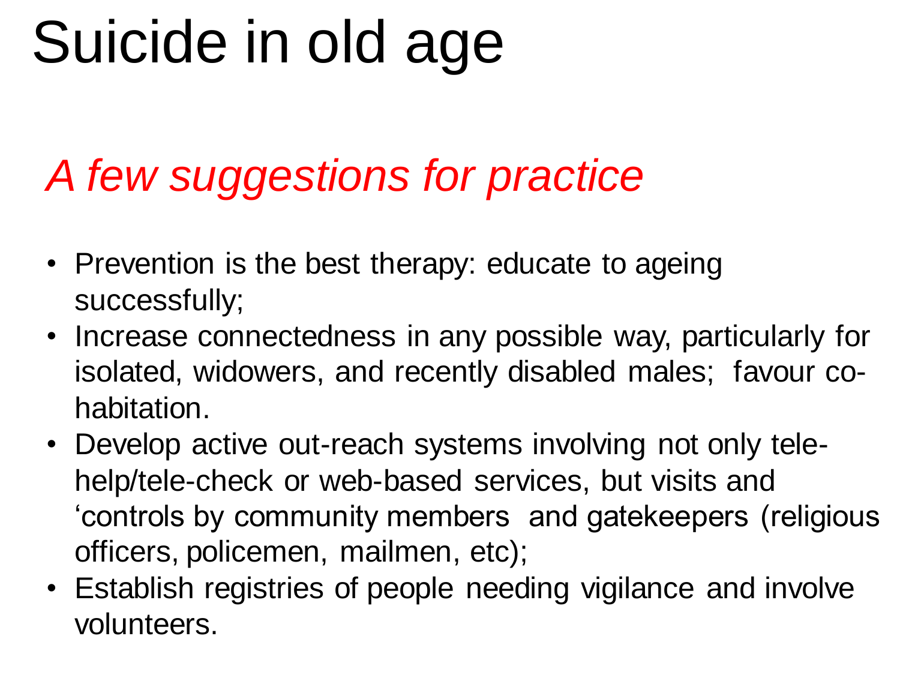# Suicide in old age

## *A few suggestions for practice*

- Prevention is the best therapy: educate to ageing successfully;
- Increase connectedness in any possible way, particularly for isolated, widowers, and recently disabled males; favour co-habitation.
- Develop active out-reach systems involving not only tele-help/tele-check or web-based services, but visits and 'controls by community members and gatekeepers (religious officers, policemen, mailmen, etc);
- Establish registries of people needing vigilance and involve volunteers.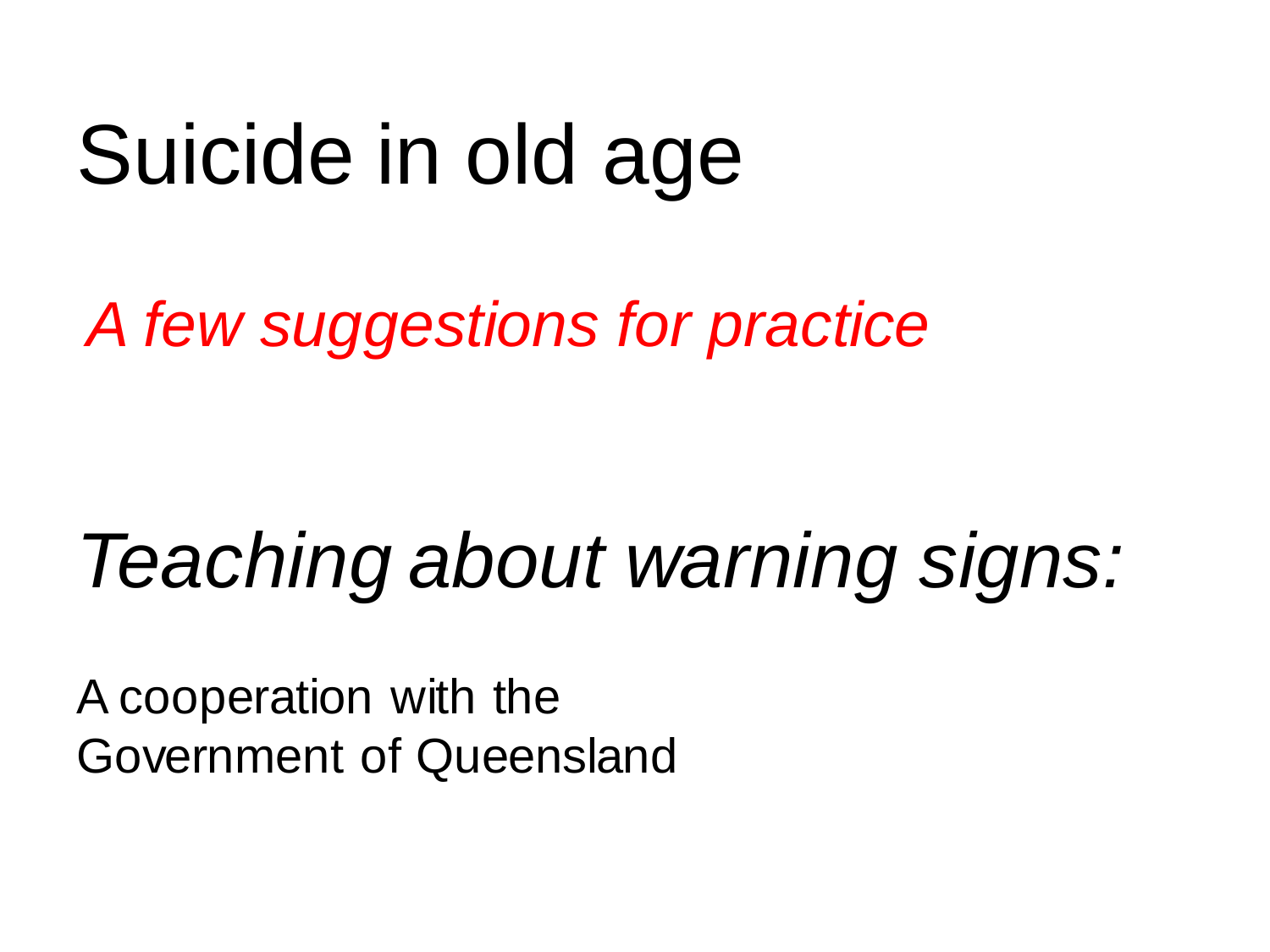# Suicide in old age

*A few suggestions for practice*

## *Teaching about warning signs:*

A cooperation with the
Government of Queensland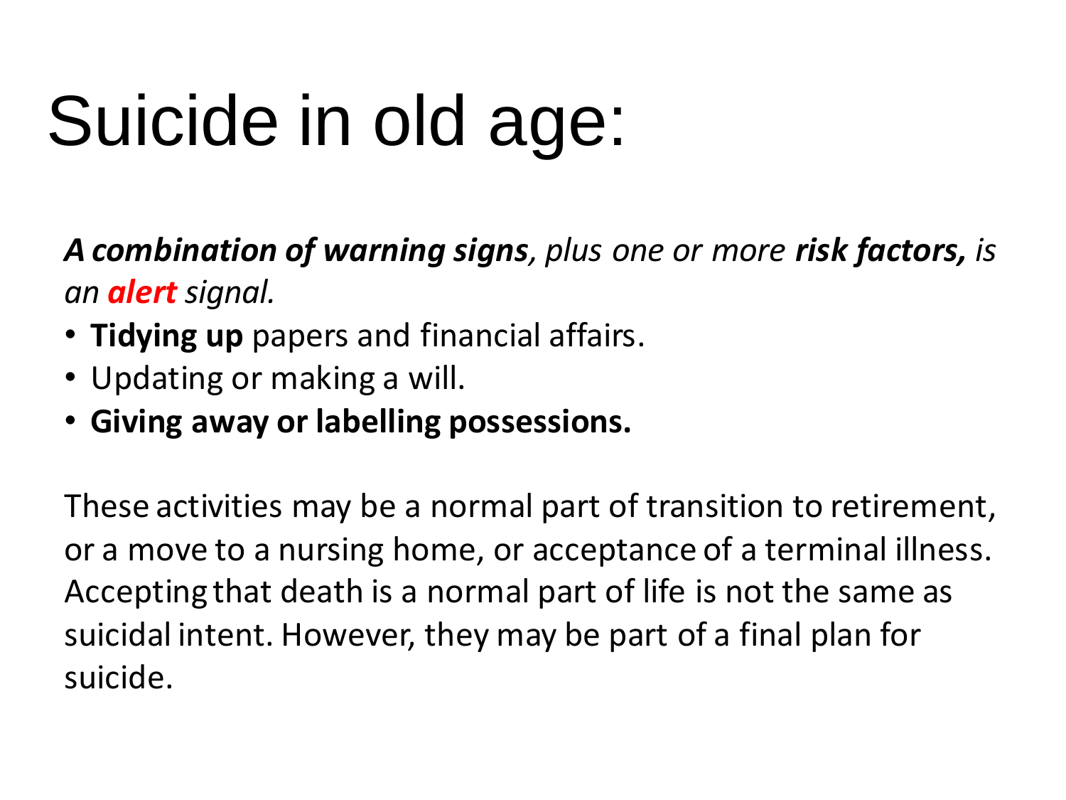# Suicide in old age:

***A combination of warning signs**, plus one or more **risk factors,** is an **alert** signal.*

- **Tidying up** papers and financial affairs.
- Updating or making a will.
- **Giving away or labelling possessions.**

These activities may be a normal part of transition to retirement, or a move to a nursing home, or acceptance of a terminal illness. Accepting that death is a normal part of life is not the same as suicidal intent. However, they may be part of a final plan for suicide.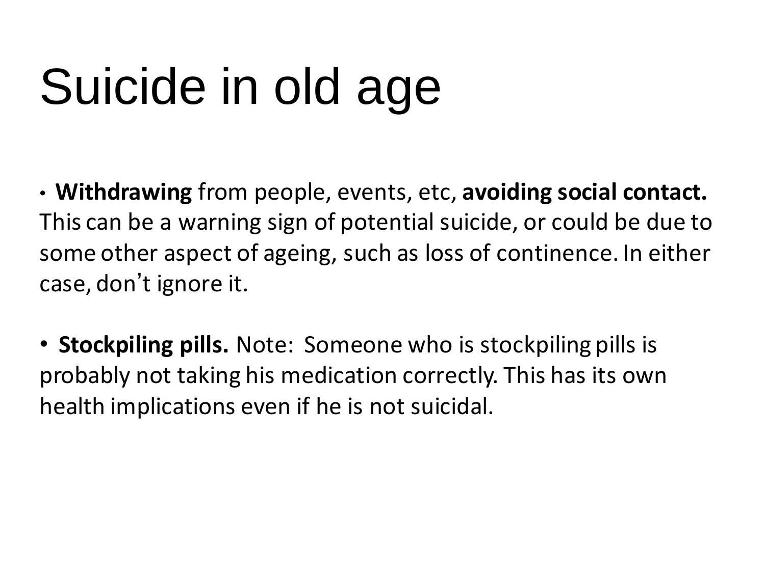# Suicide in old age

- **Withdrawing** from people, events, etc, **avoiding social contact.** This can be a warning sign of potential suicide, or could be due to some other aspect of ageing, such as loss of continence. In either case, don't ignore it.

- **Stockpiling pills.** Note: Someone who is stockpiling pills is probably not taking his medication correctly. This has its own health implications even if he is not suicidal.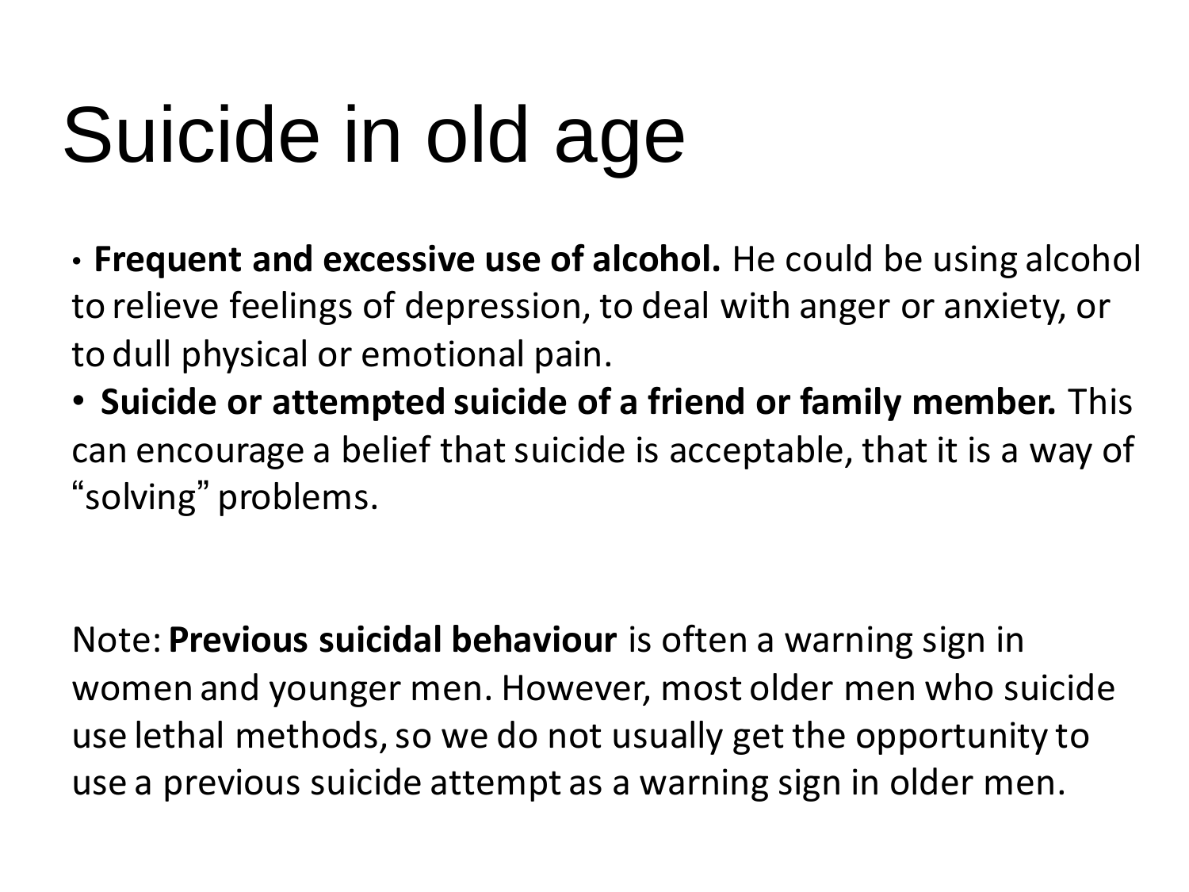# Suicide in old age

- **Frequent and excessive use of alcohol.** He could be using alcohol to relieve feelings of depression, to deal with anger or anxiety, or to dull physical or emotional pain.
- **Suicide or attempted suicide of a friend or family member.** This can encourage a belief that suicide is acceptable, that it is a way of "solving" problems.

Note: **Previous suicidal behaviour** is often a warning sign in women and younger men. However, most older men who suicide use lethal methods, so we do not usually get the opportunity to use a previous suicide attempt as a warning sign in older men.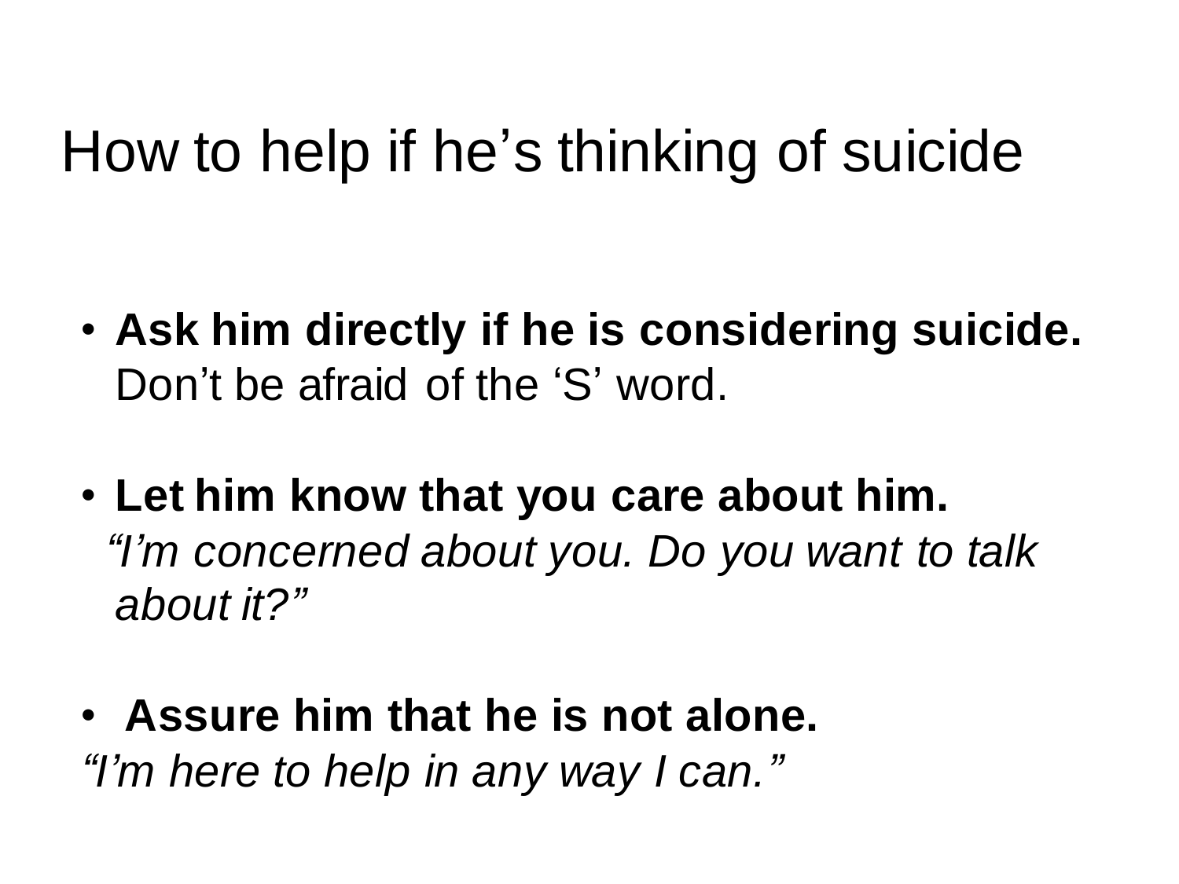# How to help if he's thinking of suicide

- **Ask him directly if he is considering suicide.** Don't be afraid of the 'S' word.

- **Let him know that you care about him.** *"I'm concerned about you. Do you want to talk about it?"*

- **Assure him that he is not alone.**

*"I'm here to help in any way I can."*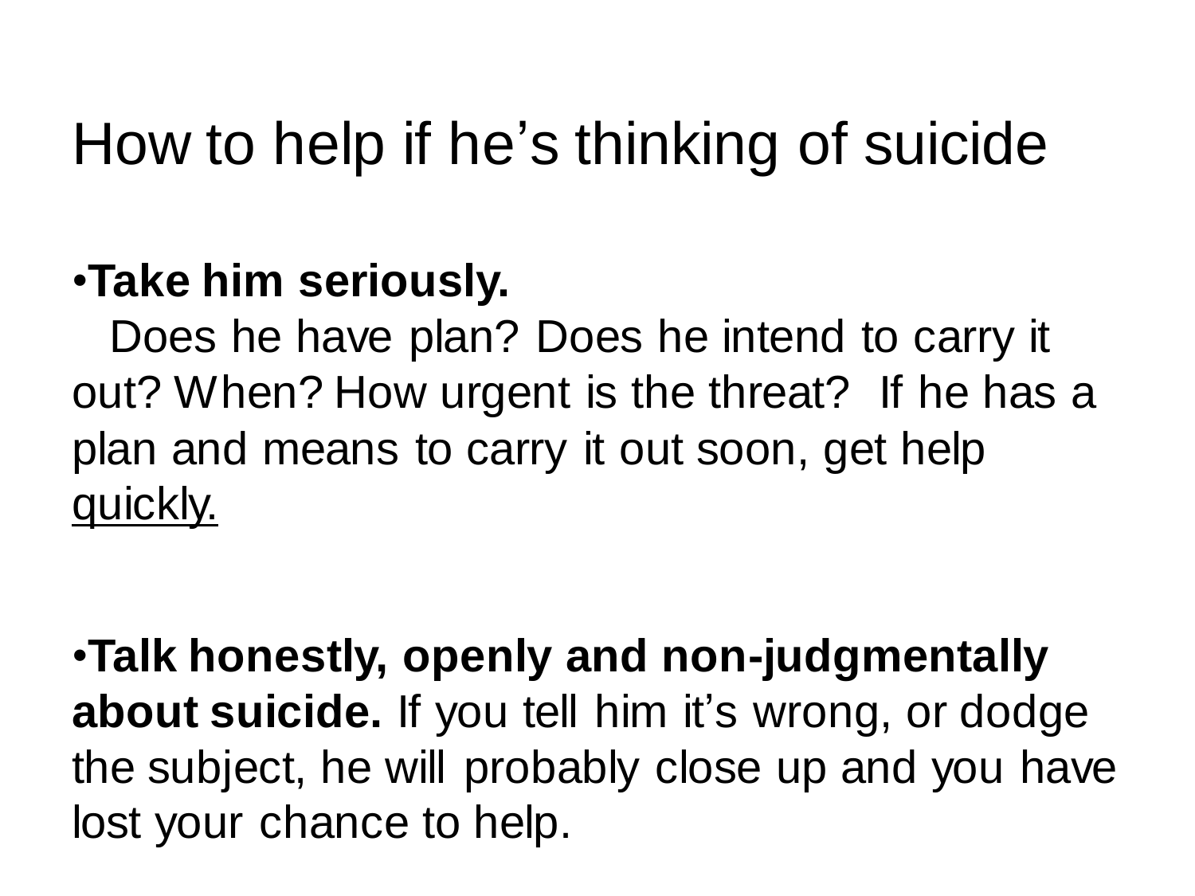# How to help if he's thinking of suicide

- **Take him seriously.**
  Does he have plan? Does he intend to carry it out? When? How urgent is the threat? If he has a plan and means to carry it out soon, get help quickly.

- **Talk honestly, openly and non-judgmentally about suicide.** If you tell him it's wrong, or dodge the subject, he will probably close up and you have lost your chance to help.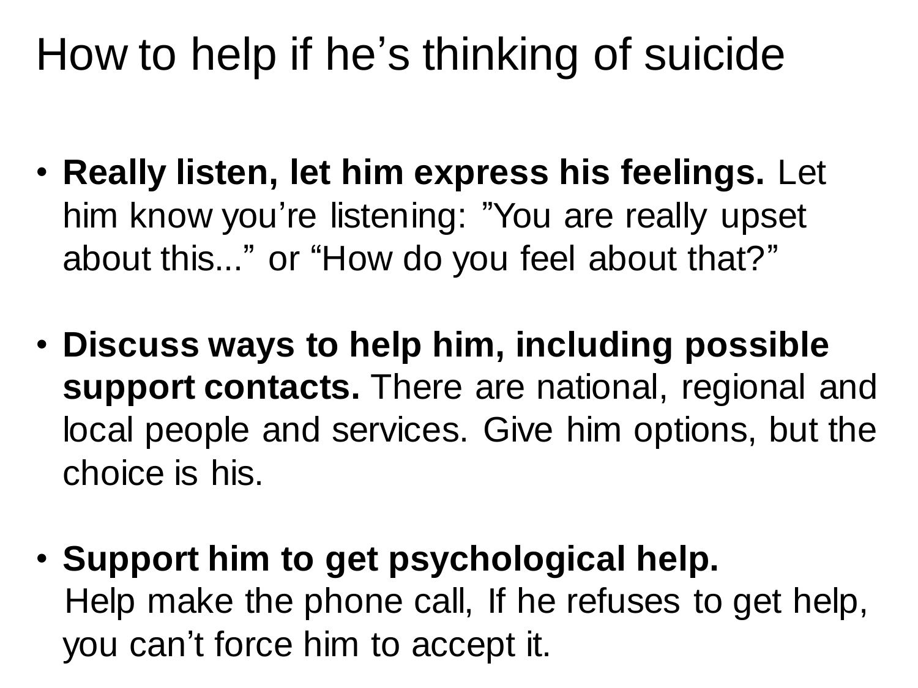# How to help if he's thinking of suicide

- **Really listen, let him express his feelings.** Let him know you're listening: "You are really upset about this..." or "How do you feel about that?"

- **Discuss ways to help him, including possible support contacts.** There are national, regional and local people and services. Give him options, but the choice is his.

- **Support him to get psychological help.** Help make the phone call, If he refuses to get help, you can't force him to accept it.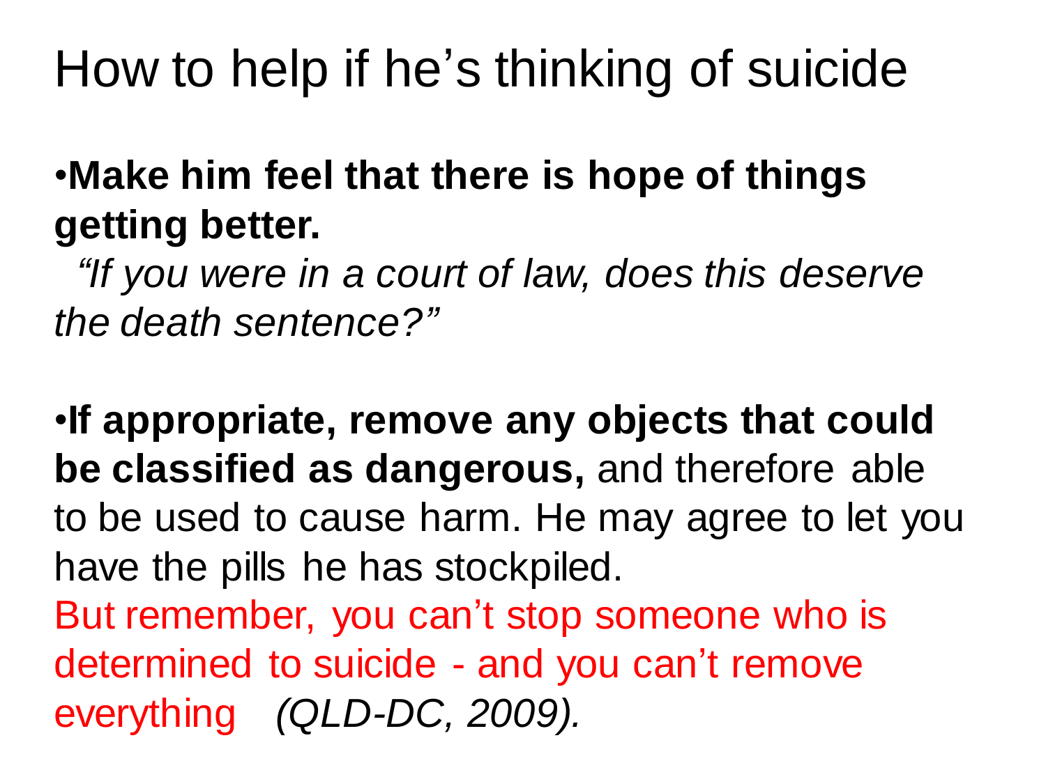# How to help if he's thinking of suicide

- **Make him feel that there is hope of things getting better.**
  *"If you were in a court of law, does this deserve the death sentence?"*

- **If appropriate, remove any objects that could be classified as dangerous,** and therefore able to be used to cause harm. He may agree to let you have the pills he has stockpiled.
  But remember, you can't stop someone who is determined to suicide - and you can't remove everything *(QLD-DC, 2009).*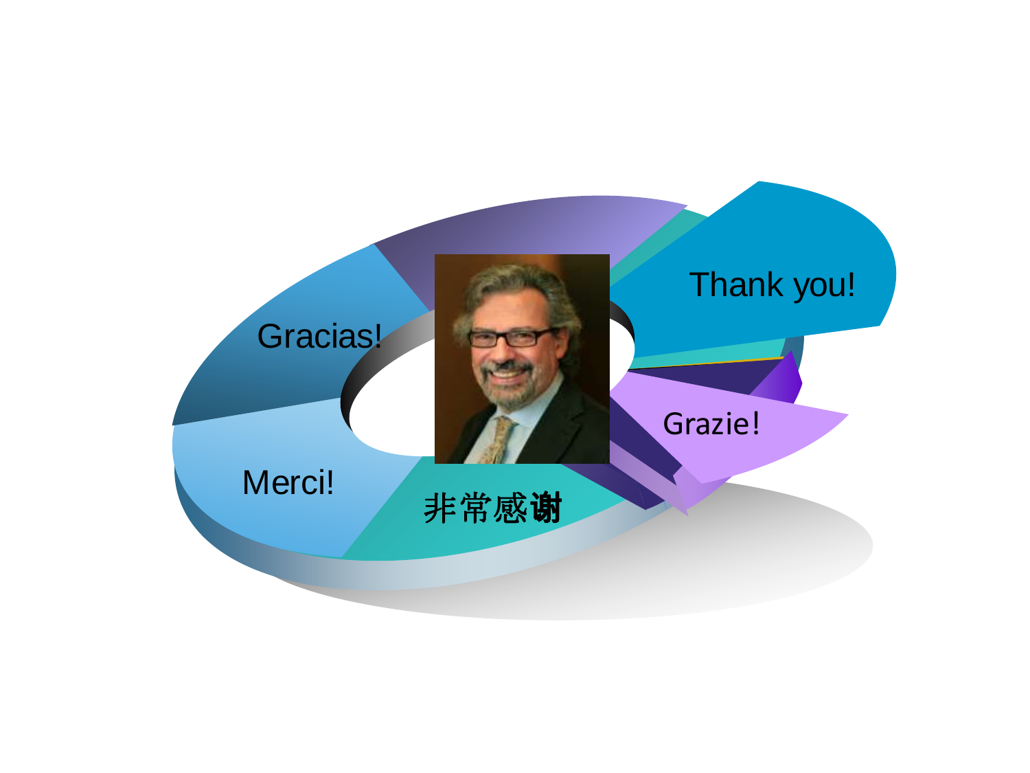Gracias!

Thank you!

Merci!

非常感谢

Grazie!